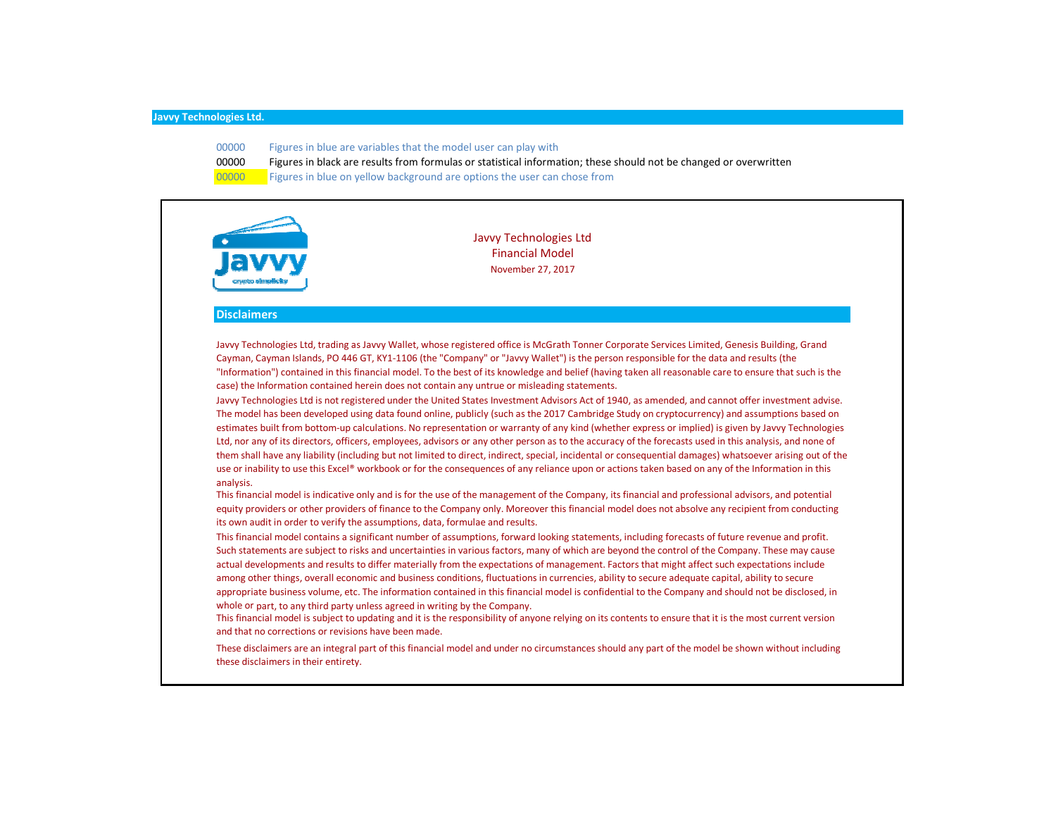**Javvy Technologies Ltd.**

| | |
|---|---|
| 00000 | Figures in blue are variables that the model user can play with |
| 00000 | Figures in black are results from formulas or statistical information; these should not be changed or overwritten |
| 00000 | Figures in blue on yellow background are options the user can chose from |

Javvy Technologies Ltd
Financial Model
November 27, 2017

## Disclaimers

Javvy Technologies Ltd, trading as Javvy Wallet, whose registered office is McGrath Tonner Corporate Services Limited, Genesis Building, Grand Cayman, Cayman Islands, PO 446 GT, KY1-1106 (the "Company" or "Javvy Wallet") is the person responsible for the data and results (the "Information") contained in this financial model. To the best of its knowledge and belief (having taken all reasonable care to ensure that such is the case) the Information contained herein does not contain any untrue or misleading statements.

Javvy Technologies Ltd is not registered under the United States Investment Advisors Act of 1940, as amended, and cannot offer investment advise. The model has been developed using data found online, publicly (such as the 2017 Cambridge Study on cryptocurrency) and assumptions based on estimates built from bottom-up calculations. No representation or warranty of any kind (whether express or implied) is given by Javvy Technologies Ltd, nor any of its directors, officers, employees, advisors or any other person as to the accuracy of the forecasts used in this analysis, and none of them shall have any liability (including but not limited to direct, indirect, special, incidental or consequential damages) whatsoever arising out of the use or inability to use this Excel® workbook or for the consequences of any reliance upon or actions taken based on any of the Information in this analysis.

This financial model is indicative only and is for the use of the management of the Company, its financial and professional advisors, and potential equity providers or other providers of finance to the Company only. Moreover this financial model does not absolve any recipient from conducting its own audit in order to verify the assumptions, data, formulae and results.

This financial model contains a significant number of assumptions, forward looking statements, including forecasts of future revenue and profit. Such statements are subject to risks and uncertainties in various factors, many of which are beyond the control of the Company. These may cause actual developments and results to differ materially from the expectations of management. Factors that might affect such expectations include among other things, overall economic and business conditions, fluctuations in currencies, ability to secure adequate capital, ability to secure appropriate business volume, etc. The information contained in this financial model is confidential to the Company and should not be disclosed, in whole or part, to any third party unless agreed in writing by the Company.

This financial model is subject to updating and it is the responsibility of anyone relying on its contents to ensure that it is the most current version and that no corrections or revisions have been made.

These disclaimers are an integral part of this financial model and under no circumstances should any part of the model be shown without including these disclaimers in their entirety.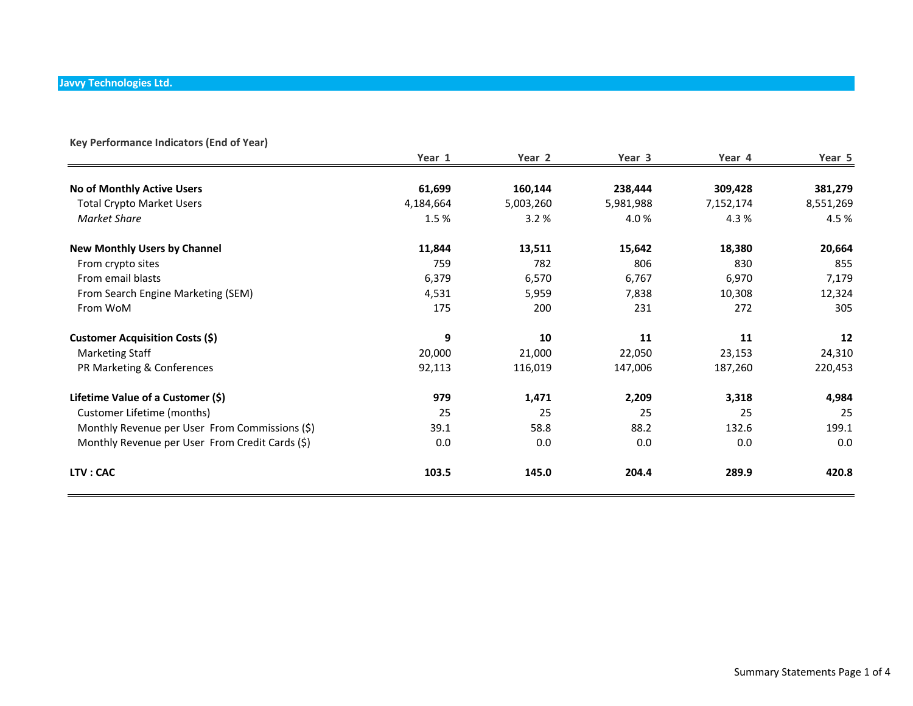**Javvy Technologies Ltd.**

**Key Performance Indicators (End of Year)**

| | Year 1 | Year 2 | Year 3 | Year 4 | Year 5 |
|---|---|---|---|---|---|
| **No of Monthly Active Users** | **61,699** | **160,144** | **238,444** | **309,428** | **381,279** |
| Total Crypto Market Users | 4,184,664 | 5,003,260 | 5,981,988 | 7,152,174 | 8,551,269 |
| *Market Share* | 1.5 % | 3.2 % | 4.0 % | 4.3 % | 4.5 % |
| | | | | | |
| **New Monthly Users by Channel** | **11,844** | **13,511** | **15,642** | **18,380** | **20,664** |
| From crypto sites | 759 | 782 | 806 | 830 | 855 |
| From email blasts | 6,379 | 6,570 | 6,767 | 6,970 | 7,179 |
| From Search Engine Marketing (SEM) | 4,531 | 5,959 | 7,838 | 10,308 | 12,324 |
| From WoM | 175 | 200 | 231 | 272 | 305 |
| | | | | | |
| **Customer Acquisition Costs ($)** | **9** | **10** | **11** | **11** | **12** |
| Marketing Staff | 20,000 | 21,000 | 22,050 | 23,153 | 24,310 |
| PR Marketing & Conferences | 92,113 | 116,019 | 147,006 | 187,260 | 220,453 |
| | | | | | |
| **Lifetime Value of a Customer ($)** | **979** | **1,471** | **2,209** | **3,318** | **4,984** |
| Customer Lifetime (months) | 25 | 25 | 25 | 25 | 25 |
| Monthly Revenue per User From Commissions ($) | 39.1 | 58.8 | 88.2 | 132.6 | 199.1 |
| Monthly Revenue per User From Credit Cards ($) | 0.0 | 0.0 | 0.0 | 0.0 | 0.0 |
| | | | | | |
| **LTV : CAC** | **103.5** | **145.0** | **204.4** | **289.9** | **420.8** |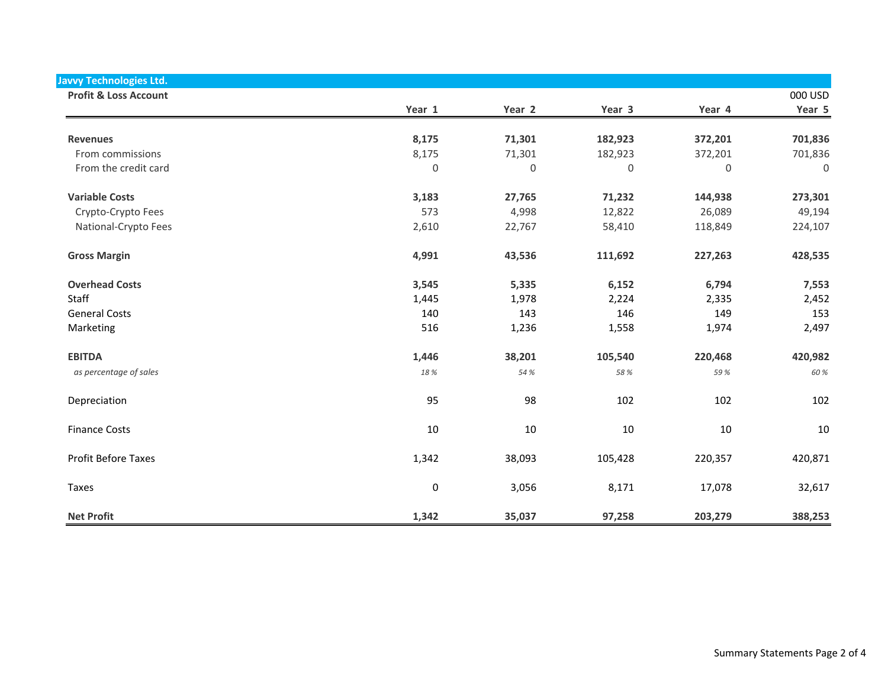**Javvy Technologies Ltd.**

**Profit & Loss Account**

| | Year 1 | Year 2 | Year 3 | Year 4 | Year 5 |
|---|---|---|---|---|---|
| | | | | | 000 USD |
| **Revenues** | **8,175** | **71,301** | **182,923** | **372,201** | **701,836** |
| From commissions | 8,175 | 71,301 | 182,923 | 372,201 | 701,836 |
| From the credit card | 0 | 0 | 0 | 0 | 0 |
| **Variable Costs** | **3,183** | **27,765** | **71,232** | **144,938** | **273,301** |
| Crypto-Crypto Fees | 573 | 4,998 | 12,822 | 26,089 | 49,194 |
| National-Crypto Fees | 2,610 | 22,767 | 58,410 | 118,849 | 224,107 |
| **Gross Margin** | **4,991** | **43,536** | **111,692** | **227,263** | **428,535** |
| **Overhead Costs** | **3,545** | **5,335** | **6,152** | **6,794** | **7,553** |
| Staff | 1,445 | 1,978 | 2,224 | 2,335 | 2,452 |
| General Costs | 140 | 143 | 146 | 149 | 153 |
| Marketing | 516 | 1,236 | 1,558 | 1,974 | 2,497 |
| **EBITDA** | **1,446** | **38,201** | **105,540** | **220,468** | **420,982** |
| *as percentage of sales* | *18 %* | *54 %* | *58 %* | *59 %* | *60 %* |
| Depreciation | 95 | 98 | 102 | 102 | 102 |
| Finance Costs | 10 | 10 | 10 | 10 | 10 |
| Profit Before Taxes | 1,342 | 38,093 | 105,428 | 220,357 | 420,871 |
| Taxes | 0 | 3,056 | 8,171 | 17,078 | 32,617 |
| **Net Profit** | **1,342** | **35,037** | **97,258** | **203,279** | **388,253** |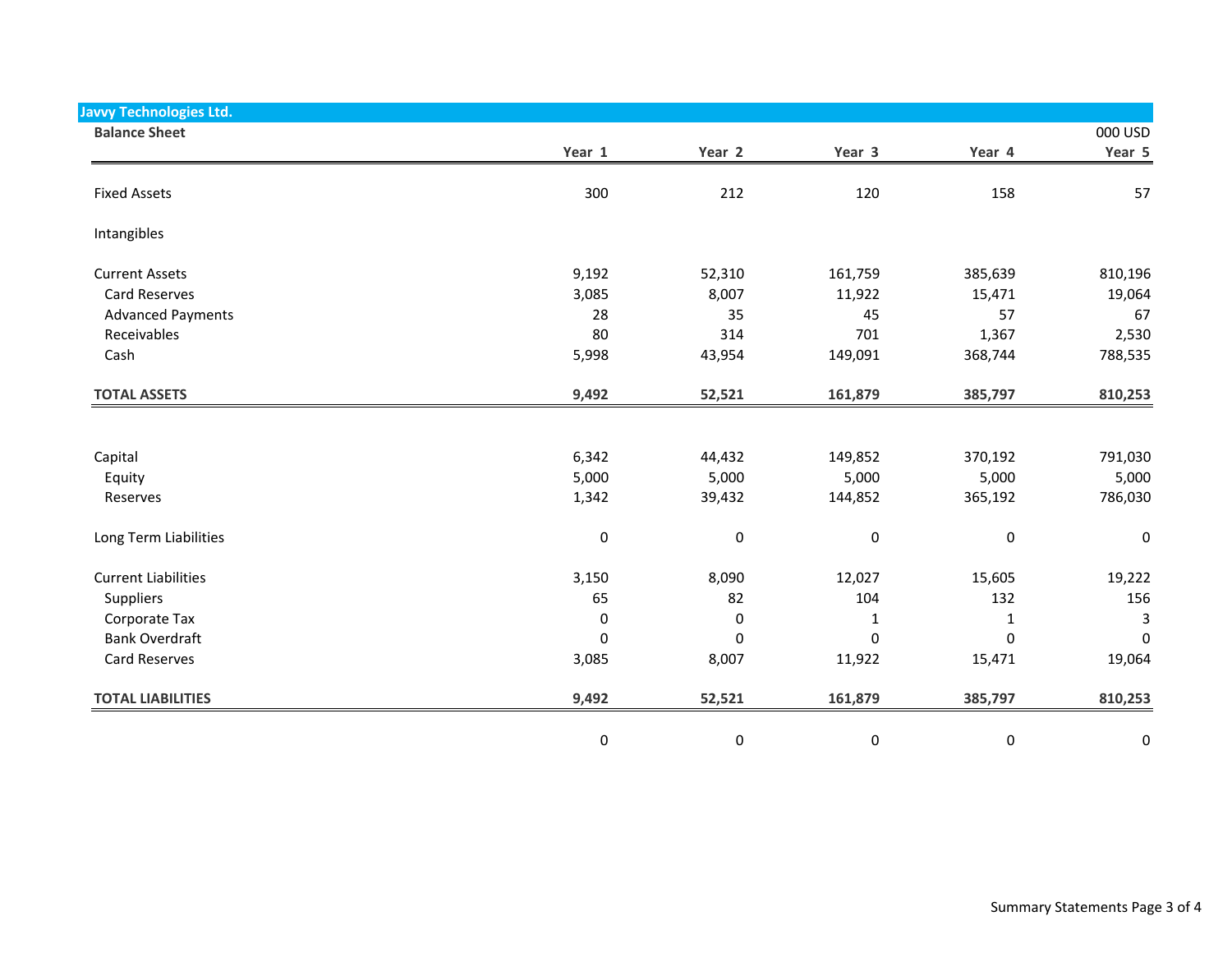## Javvy Technologies Ltd.

**Balance Sheet**

000 USD

| | Year 1 | Year 2 | Year 3 | Year 4 | Year 5 |
|---|---|---|---|---|---|
| Fixed Assets | 300 | 212 | 120 | 158 | 57 |
| Intangibles | | | | | |
| Current Assets | 9,192 | 52,310 | 161,759 | 385,639 | 810,196 |
| Card Reserves | 3,085 | 8,007 | 11,922 | 15,471 | 19,064 |
| Advanced Payments | 28 | 35 | 45 | 57 | 67 |
| Receivables | 80 | 314 | 701 | 1,367 | 2,530 |
| Cash | 5,998 | 43,954 | 149,091 | 368,744 | 788,535 |
| **TOTAL ASSETS** | **9,492** | **52,521** | **161,879** | **385,797** | **810,253** |
| | | | | | |
| Capital | 6,342 | 44,432 | 149,852 | 370,192 | 791,030 |
| Equity | 5,000 | 5,000 | 5,000 | 5,000 | 5,000 |
| Reserves | 1,342 | 39,432 | 144,852 | 365,192 | 786,030 |
| Long Term Liabilities | 0 | 0 | 0 | 0 | 0 |
| Current Liabilities | 3,150 | 8,090 | 12,027 | 15,605 | 19,222 |
| Suppliers | 65 | 82 | 104 | 132 | 156 |
| Corporate Tax | 0 | 0 | 1 | 1 | 3 |
| Bank Overdraft | 0 | 0 | 0 | 0 | 0 |
| Card Reserves | 3,085 | 8,007 | 11,922 | 15,471 | 19,064 |
| **TOTAL LIABILITIES** | **9,492** | **52,521** | **161,879** | **385,797** | **810,253** |
| | 0 | 0 | 0 | 0 | 0 |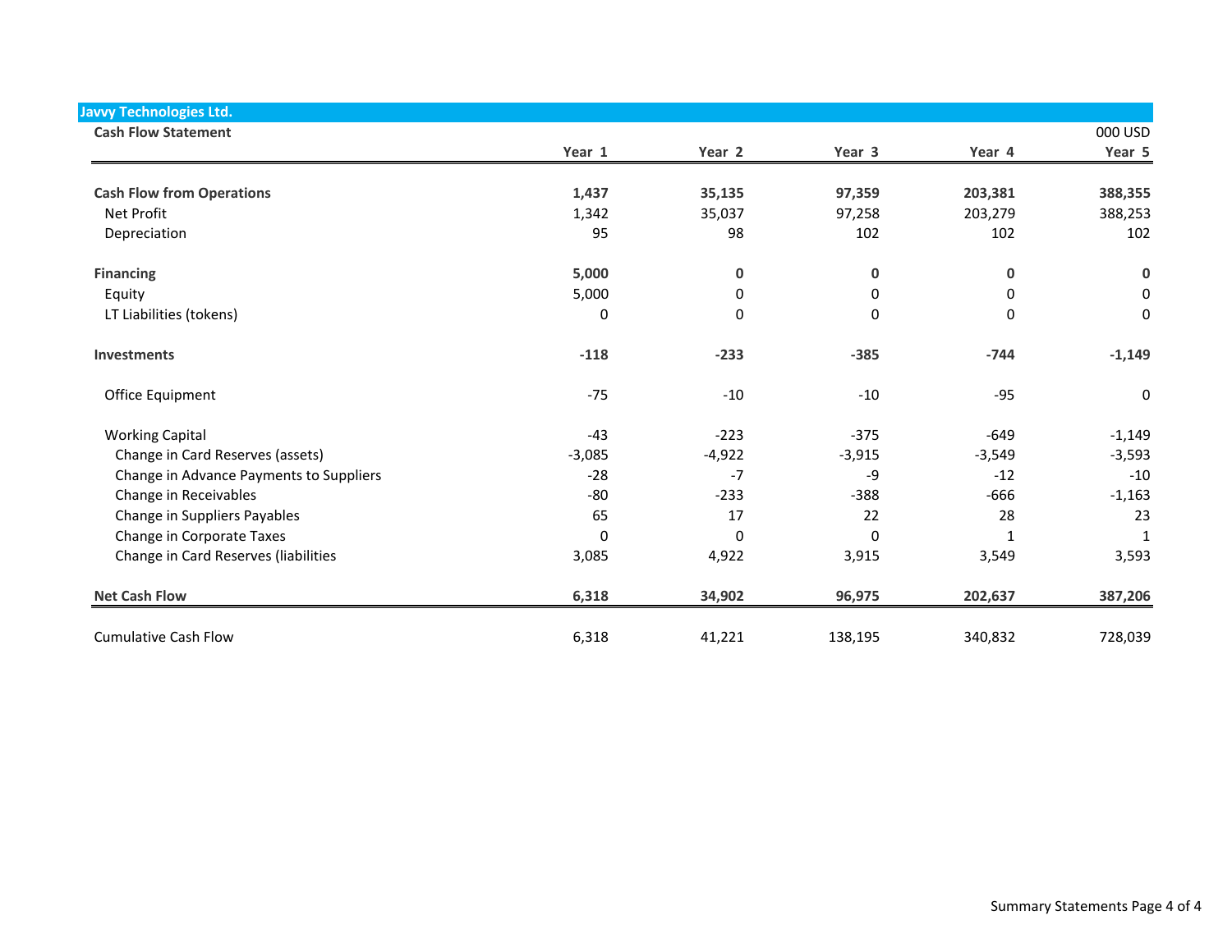**Javvy Technologies Ltd.**

**Cash Flow Statement**

| | Year 1 | Year 2 | Year 3 | Year 4 | Year 5 |
|---|---|---|---|---|---|
| | | | | | 000 USD |
| **Cash Flow from Operations** | **1,437** | **35,135** | **97,359** | **203,381** | **388,355** |
| Net Profit | 1,342 | 35,037 | 97,258 | 203,279 | 388,253 |
| Depreciation | 95 | 98 | 102 | 102 | 102 |
| **Financing** | **5,000** | **0** | **0** | **0** | **0** |
| Equity | 5,000 | 0 | 0 | 0 | 0 |
| LT Liabilities (tokens) | 0 | 0 | 0 | 0 | 0 |
| **Investments** | **-118** | **-233** | **-385** | **-744** | **-1,149** |
| Office Equipment | -75 | -10 | -10 | -95 | 0 |
| Working Capital | -43 | -223 | -375 | -649 | -1,149 |
| Change in Card Reserves (assets) | -3,085 | -4,922 | -3,915 | -3,549 | -3,593 |
| Change in Advance Payments to Suppliers | -28 | -7 | -9 | -12 | -10 |
| Change in Receivables | -80 | -233 | -388 | -666 | -1,163 |
| Change in Suppliers Payables | 65 | 17 | 22 | 28 | 23 |
| Change in Corporate Taxes | 0 | 0 | 0 | 1 | 1 |
| Change in Card Reserves (liabilities | 3,085 | 4,922 | 3,915 | 3,549 | 3,593 |
| **Net Cash Flow** | **6,318** | **34,902** | **96,975** | **202,637** | **387,206** |
| Cumulative Cash Flow | 6,318 | 41,221 | 138,195 | 340,832 | 728,039 |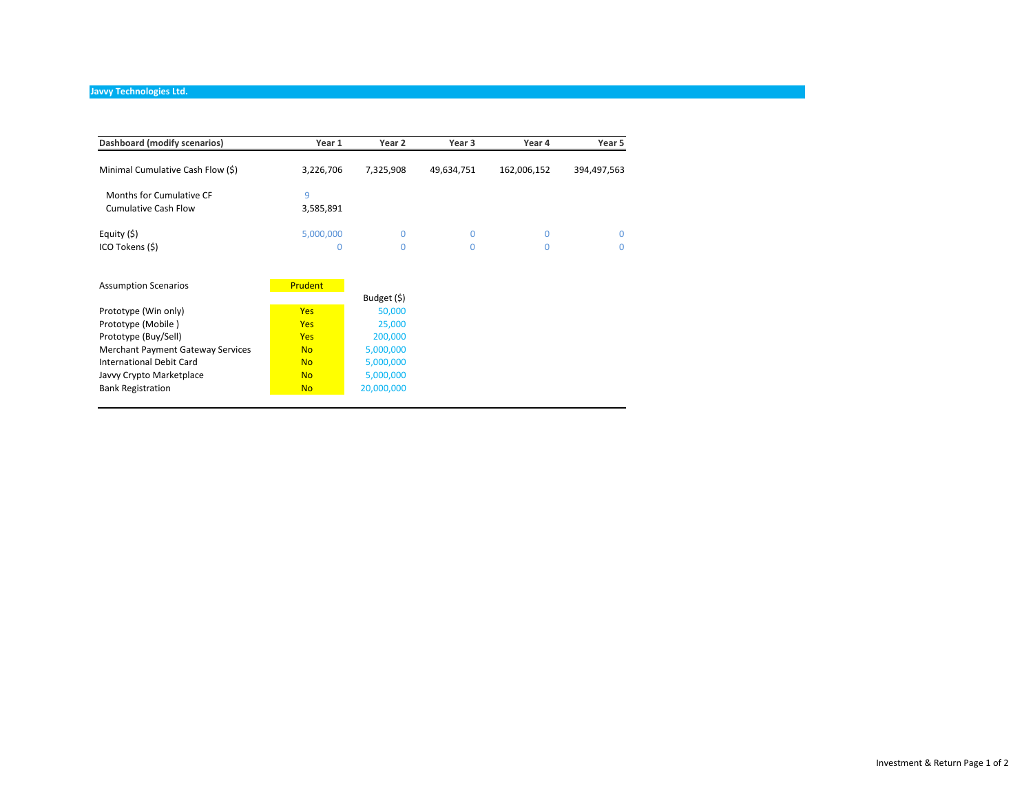**Javvy Technologies Ltd.**

| Dashboard (modify scenarios) | Year 1 | Year 2 | Year 3 | Year 4 | Year 5 |
|---|---|---|---|---|---|
| Minimal Cumulative Cash Flow ($) | 3,226,706 | 7,325,908 | 49,634,751 | 162,006,152 | 394,497,563 |
| Months for Cumulative CF | 9 | | | | |
| Cumulative Cash Flow | 3,585,891 | | | | |
| Equity ($) | 5,000,000 | 0 | 0 | 0 | 0 |
| ICO Tokens ($) | 0 | 0 | 0 | 0 | 0 |

| Assumption Scenarios | Prudent | Budget ($) |
|---|---|---|
| Prototype (Win only) | Yes | 50,000 |
| Prototype (Mobile ) | Yes | 25,000 |
| Prototype (Buy/Sell) | Yes | 200,000 |
| Merchant Payment Gateway Services | No | 5,000,000 |
| International Debit Card | No | 5,000,000 |
| Javvy Crypto Marketplace | No | 5,000,000 |
| Bank Registration | No | 20,000,000 |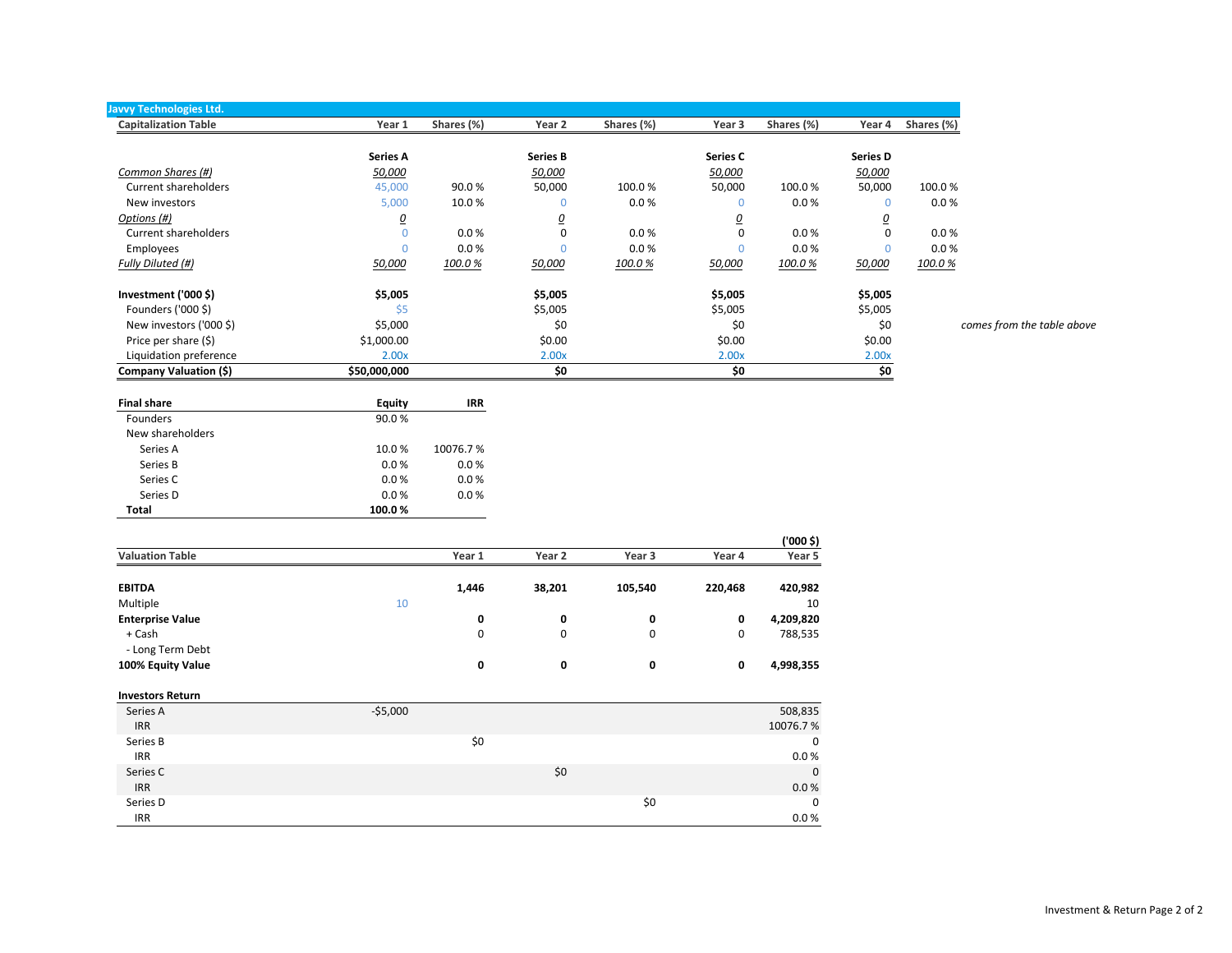**Javvy Technologies Ltd.**

| Capitalization Table | Year 1 | Shares (%) | Year 2 | Shares (%) | Year 3 | Shares (%) | Year 4 | Shares (%) |
|---|---|---|---|---|---|---|---|---|
| | **Series A** | | **Series B** | | **Series C** | | **Series D** | |
| *Common Shares (#)* | 50,000 | | 50,000 | | 50,000 | | 50,000 | |
| Current shareholders | 45,000 | 90.0 % | 50,000 | 100.0 % | 50,000 | 100.0 % | 50,000 | 100.0 % |
| New investors | 5,000 | 10.0 % | 0 | 0.0 % | 0 | 0.0 % | 0 | 0.0 % |
| *Options (#)* | 0 | | 0 | | 0 | | 0 | |
| Current shareholders | 0 | 0.0 % | 0 | 0.0 % | 0 | 0.0 % | 0 | 0.0 % |
| Employees | 0 | 0.0 % | 0 | 0.0 % | 0 | 0.0 % | 0 | 0.0 % |
| *Fully Diluted (#)* | 50,000 | 100.0 % | 50,000 | 100.0 % | 50,000 | 100.0 % | 50,000 | 100.0 % |
| | | | | | | | | |
| **Investment ('000 $)** | **$5,005** | | **$5,005** | | **$5,005** | | **$5,005** | |
| Founders ('000 $) | $5 | | $5,005 | | $5,005 | | $5,005 | |
| New investors ('000 $) | $5,000 | | $0 | | $0 | | $0 | |
| Price per share ($) | $1,000.00 | | $0.00 | | $0.00 | | $0.00 | |
| Liquidation preference | 2.00x | | 2.00x | | 2.00x | | 2.00x | |
| **Company Valuation ($)** | **$50,000,000** | | **$0** | | **$0** | | **$0** | |

*comes from the table above*

| Final share | Equity | IRR |
|---|---|---|
| Founders | 90.0 % | |
| New shareholders | | |
| Series A | 10.0 % | 10076.7 % |
| Series B | 0.0 % | 0.0 % |
| Series C | 0.0 % | 0.0 % |
| Series D | 0.0 % | 0.0 % |
| **Total** | **100.0 %** | |

| Valuation Table | | Year 1 | Year 2 | Year 3 | Year 4 | ('000 $) Year 5 |
|---|---|---|---|---|---|---|
| **EBITDA** | | **1,446** | **38,201** | **105,540** | **220,468** | **420,982** |
| Multiple | 10 | | | | | 10 |
| **Enterprise Value** | | **0** | **0** | **0** | **0** | **4,209,820** |
| + Cash | | 0 | 0 | 0 | 0 | 788,535 |
| - Long Term Debt | | | | | | |
| **100% Equity Value** | | **0** | **0** | **0** | **0** | **4,998,355** |
| | | | | | | |
| **Investors Return** | | | | | | |
| Series A | -$5,000 | | | | | 508,835 |
| IRR | | | | | | 10076.7 % |
| Series B | | $0 | | | | 0 |
| IRR | | | | | | 0.0 % |
| Series C | | | $0 | | | 0 |
| IRR | | | | | | 0.0 % |
| Series D | | | | $0 | | 0 |
| IRR | | | | | | 0.0 % |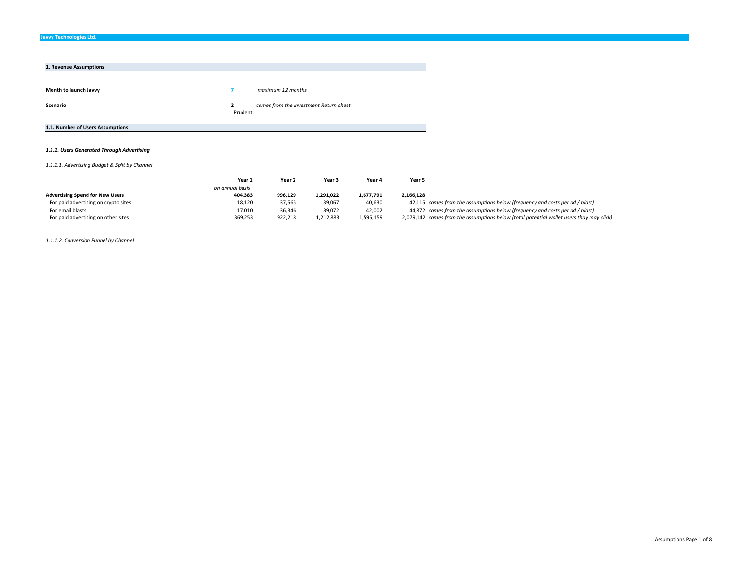**Javvy Technologies Ltd.**

## 1. Revenue Assumptions

**Month to launch Javvy** 7 *maximum 12 months*

**Scenario** 2 *comes from the Investment Return sheet*
Prudent

### 1.1. Number of Users Assumptions

#### *1.1.1. Users Generated Through Advertising*

*1.1.1.1. Advertising Budget & Split by Channel*

| | Year 1 | Year 2 | Year 3 | Year 4 | Year 5 | |
|---|---|---|---|---|---|---|
| | *on annual basis* | | | | | |
| **Advertising Spend for New Users** | **404,383** | **996,129** | **1,291,022** | **1,677,791** | **2,166,128** | |
| For paid advertising on crypto sites | 18,120 | 37,565 | 39,067 | 40,630 | 42,115 | *comes from the assumptions below (frequency and costs per ad / blast)* |
| For email blasts | 17,010 | 36,346 | 39,072 | 42,002 | 44,872 | *comes from the assumptions below (frequency and costs per ad / blast)* |
| For paid advertising on other sites | 369,253 | 922,218 | 1,212,883 | 1,595,159 | 2,079,142 | *comes from the assumptions below (total potential wallet users thay may click)* |

*1.1.1.2. Conversion Funnel by Channel*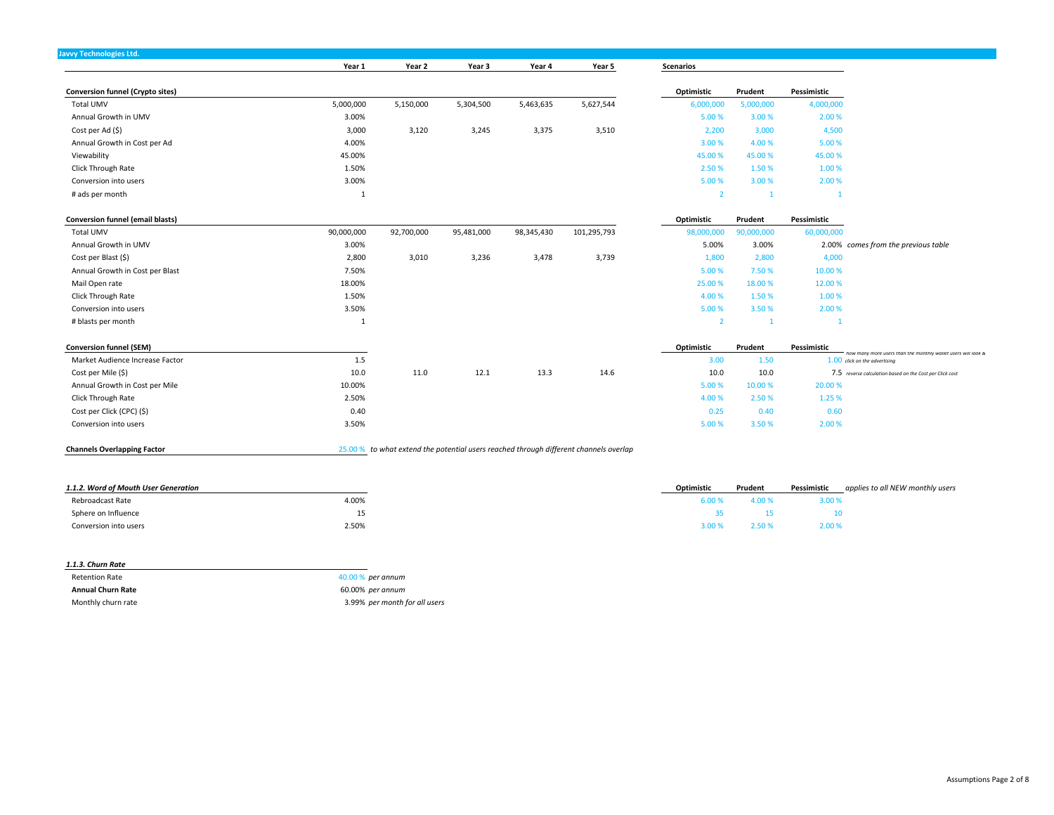**Javvy Technologies Ltd.**

| | Year 1 | Year 2 | Year 3 | Year 4 | Year 5 | | Scenarios | | | |
|---|---|---|---|---|---|---|---|---|---|---|
| **Conversion funnel (Crypto sites)** | | | | | | | **Optimistic** | **Prudent** | **Pessimistic** | |
| Total UMV | 5,000,000 | 5,150,000 | 5,304,500 | 5,463,635 | 5,627,544 | | 6,000,000 | 5,000,000 | 4,000,000 | |
| Annual Growth in UMV | 3.00% | | | | | | 5.00 % | 3.00 % | 2.00 % | |
| Cost per Ad ($) | 3,000 | 3,120 | 3,245 | 3,375 | 3,510 | | 2,200 | 3,000 | 4,500 | |
| Annual Growth in Cost per Ad | 4.00% | | | | | | 3.00 % | 4.00 % | 5.00 % | |
| Viewability | 45.00% | | | | | | 45.00 % | 45.00 % | 45.00 % | |
| Click Through Rate | 1.50% | | | | | | 2.50 % | 1.50 % | 1.00 % | |
| Conversion into users | 3.00% | | | | | | 5.00 % | 3.00 % | 2.00 % | |
| # ads per month | 1 | | | | | | 2 | 1 | 1 | |
| **Conversion funnel (email blasts)** | | | | | | | **Optimistic** | **Prudent** | **Pessimistic** | |
| Total UMV | 90,000,000 | 92,700,000 | 95,481,000 | 98,345,430 | 101,295,793 | | 98,000,000 | 90,000,000 | 60,000,000 | |
| Annual Growth in UMV | 3.00% | | | | | | 5.00% | 3.00% | 2.00% | *comes from the previous table* |
| Cost per Blast ($) | 2,800 | 3,010 | 3,236 | 3,478 | 3,739 | | 1,800 | 2,800 | 4,000 | |
| Annual Growth in Cost per Blast | 7.50% | | | | | | 5.00 % | 7.50 % | 10.00 % | |
| Mail Open rate | 18.00% | | | | | | 25.00 % | 18.00 % | 12.00 % | |
| Click Through Rate | 1.50% | | | | | | 4.00 % | 1.50 % | 1.00 % | |
| Conversion into users | 3.50% | | | | | | 5.00 % | 3.50 % | 2.00 % | |
| # blasts per month | 1 | | | | | | 2 | 1 | 1 | |
| **Conversion funnel (SEM)** | | | | | | | **Optimistic** | **Prudent** | **Pessimistic** | |
| Market Audience Increase Factor | 1.5 | | | | | | 3.00 | 1.50 | 1.00 | *how many more users than the monthly wallet users will look & click on the advertising* |
| Cost per Mile ($) | 10.0 | 11.0 | 12.1 | 13.3 | 14.6 | | 10.0 | 10.0 | 7.5 | *reverse calculation based on the Cost per Click cost* |
| Annual Growth in Cost per Mile | 10.00% | | | | | | 5.00 % | 10.00 % | 20.00 % | |
| Click Through Rate | 2.50% | | | | | | 4.00 % | 2.50 % | 1.25 % | |
| Cost per Click (CPC) ($) | 0.40 | | | | | | 0.25 | 0.40 | 0.60 | |
| Conversion into users | 3.50% | | | | | | 5.00 % | 3.50 % | 2.00 % | |

**Channels Overlapping Factor** 25.00 % *to what extend the potential users reached through different channels overlap*

| *1.1.2. Word of Mouth User Generation* | | Optimistic | Prudent | Pessimistic | *applies to all NEW monthly users* |
|---|---|---|---|---|---|
| Rebroadcast Rate | 4.00% | 6.00 % | 4.00 % | 3.00 % | |
| Sphere on Influence | 15 | 35 | 15 | 10 | |
| Conversion into users | 2.50% | 3.00 % | 2.50 % | 2.00 % | |

| *1.1.3. Churn Rate* | | |
|---|---|---|
| Retention Rate | 40.00 % | *per annum* |
| **Annual Churn Rate** | 60.00% | *per annum* |
| Monthly churn rate | 3.99% | *per month for all users* |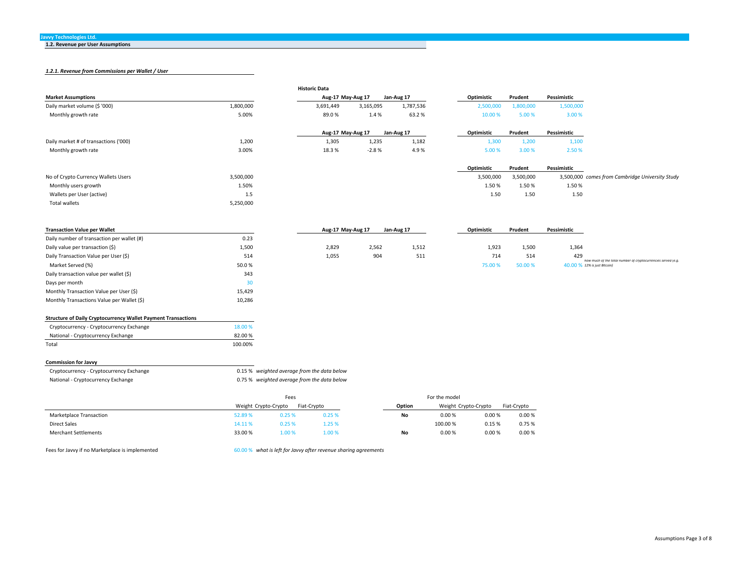**Javvy Technologies Ltd.**

## 1.2. Revenue per User Assumptions

### *1.2.1. Revenue from Commissions per Wallet / User*

| Market Assumptions | | Historic Data Aug-17 | May-Aug 17 | Jan-Aug 17 | Optimistic | Prudent | Pessimistic |
|---|---|---|---|---|---|---|---|
| Daily market volume ($ '000) | 1,800,000 | 3,691,449 | 3,165,095 | 1,787,536 | 2,500,000 | 1,800,000 | 1,500,000 |
| Monthly growth rate | 5.00% | 89.0 % | 1.4 % | 63.2 % | 10.00 % | 5.00 % | 3.00 % |

| | | Aug-17 | May-Aug 17 | Jan-Aug 17 | Optimistic | Prudent | Pessimistic |
|---|---|---|---|---|---|---|---|
| Daily market # of transactions ('000) | 1,200 | 1,305 | 1,235 | 1,182 | 1,300 | 1,200 | 1,100 |
| Monthly growth rate | 3.00% | 18.3 % | -2.8 % | 4.9 % | 5.00 % | 3.00 % | 2.50 % |

| | | Optimistic | Prudent | Pessimistic | |
|---|---|---|---|---|---|
| No of Crypto Currency Wallets Users | 3,500,000 | 3,500,000 | 3,500,000 | 3,500,000 | *comes from Cambridge University Study* |
| Monthly users growth | 1.50% | 1.50 % | 1.50 % | 1.50 % | |
| Wallets per User (active) | 1.5 | 1.50 | 1.50 | 1.50 | |
| Total wallets | 5,250,000 | | | | |

| Transaction Value per Wallet | | Aug-17 | May-Aug 17 | Jan-Aug 17 | Optimistic | Prudent | Pessimistic | |
|---|---|---|---|---|---|---|---|---|
| Daily number of transaction per wallet (#) | 0.23 | | | | | | | |
| Daily value per transaction ($) | 1,500 | 2,829 | 2,562 | 1,512 | 1,923 | 1,500 | 1,364 | |
| Daily Transaction Value per User ($) | 514 | 1,055 | 904 | 511 | 714 | 514 | 429 | |
| Market Served (%) | 50.0 % | | | | 75.00 % | 50.00 % | 40.00 % | *how much of the total number of cryptocurrencies served (e.g. 12% is just Bitcoin)* |
| Daily transaction value per wallet ($) | 343 | | | | | | | |
| Days per month | 30 | | | | | | | |
| Monthly Transaction Value per User ($) | 15,429 | | | | | | | |
| Monthly Transactions Value per Wallet ($) | 10,286 | | | | | | | |

| Structure of Daily Cryptocurrency Wallet Payment Transactions | |
|---|---|
| Cryptocurrency - Cryptocurrency Exchange | 18.00 % |
| National - Cryptocurrency Exchange | 82.00 % |
| Total | 100.00% |

| Commission for Javvy | | |
|---|---|---|
| Cryptocurrency - Cryptocurrency Exchange | 0.15 % | *weighted average from the data below* |
| National - Cryptocurrency Exchange | 0.75 % | *weighted average from the data below* |

| | Fees | | | | For the model | | |
|---|---|---|---|---|---|---|---|
| | Weight | Crypto-Crypto | Fiat-Crypto | Option | Weight | Crypto-Crypto | Fiat-Crypto |
| Marketplace Transaction | 52.89 % | 0.25 % | 0.25 % | No | 0.00 % | 0.00 % | 0.00 % |
| Direct Sales | 14.11 % | 0.25 % | 1.25 % | | 100.00 % | 0.15 % | 0.75 % |
| Merchant Settlements | 33.00 % | 1.00 % | 1.00 % | No | 0.00 % | 0.00 % | 0.00 % |

Fees for Javvy if no Marketplace is implemented 60.00 % *what is left for Javvy after revenue sharing agreements*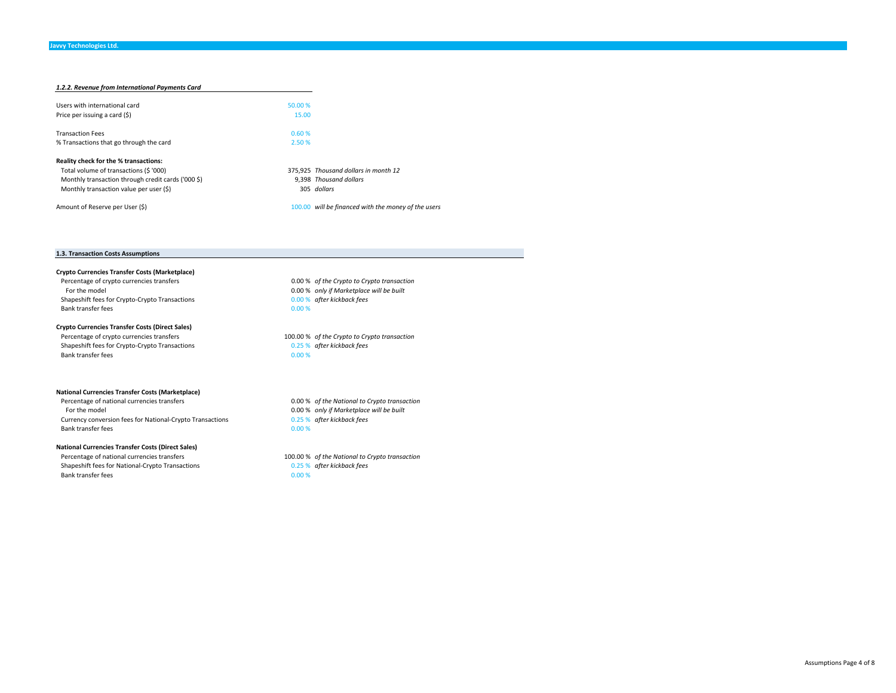**Javvy Technologies Ltd.**

### *1.2.2. Revenue from International Payments Card*

| | | |
|---|---|---|
| Users with international card | 50.00 % | |
| Price per issuing a card ($) | 15.00 | |
| | | |
| Transaction Fees | 0.60 % | |
| % Transactions that go through the card | 2.50 % | |
| | | |
| **Reality check for the % transactions:** | | |
| Total volume of transactions ($ '000) | 375,925 | *Thousand dollars in month 12* |
| Monthly transaction through credit cards ('000 $) | 9,398 | *Thousand dollars* |
| Monthly transaction value per user ($) | 305 | *dollars* |
| | | |
| Amount of Reserve per User ($) | 100.00 | *will be financed with the money of the users* |

### 1.3. Transaction Costs Assumptions

| | | |
|---|---|---|
| **Crypto Currencies Transfer Costs (Marketplace)** | | |
| Percentage of crypto currencies transfers | 0.00 % | *of the Crypto to Crypto transaction* |
| For the model | 0.00 % | *only if Marketplace will be built* |
| Shapeshift fees for Crypto-Crypto Transactions | 0.00 % | *after kickback fees* |
| Bank transfer fees | 0.00 % | |
| | | |
| **Crypto Currencies Transfer Costs (Direct Sales)** | | |
| Percentage of crypto currencies transfers | 100.00 % | *of the Crypto to Crypto transaction* |
| Shapeshift fees for Crypto-Crypto Transactions | 0.25 % | *after kickback fees* |
| Bank transfer fees | 0.00 % | |
| | | |
| **National Currencies Transfer Costs (Marketplace)** | | |
| Percentage of national currencies transfers | 0.00 % | *of the National to Crypto transaction* |
| For the model | 0.00 % | *only if Marketplace will be built* |
| Currency conversion fees for National-Crypto Transactions | 0.25 % | *after kickback fees* |
| Bank transfer fees | 0.00 % | |
| | | |
| **National Currencies Transfer Costs (Direct Sales)** | | |
| Percentage of national currencies transfers | 100.00 % | *of the National to Crypto transaction* |
| Shapeshift fees for National-Crypto Transactions | 0.25 % | *after kickback fees* |
| Bank transfer fees | 0.00 % | |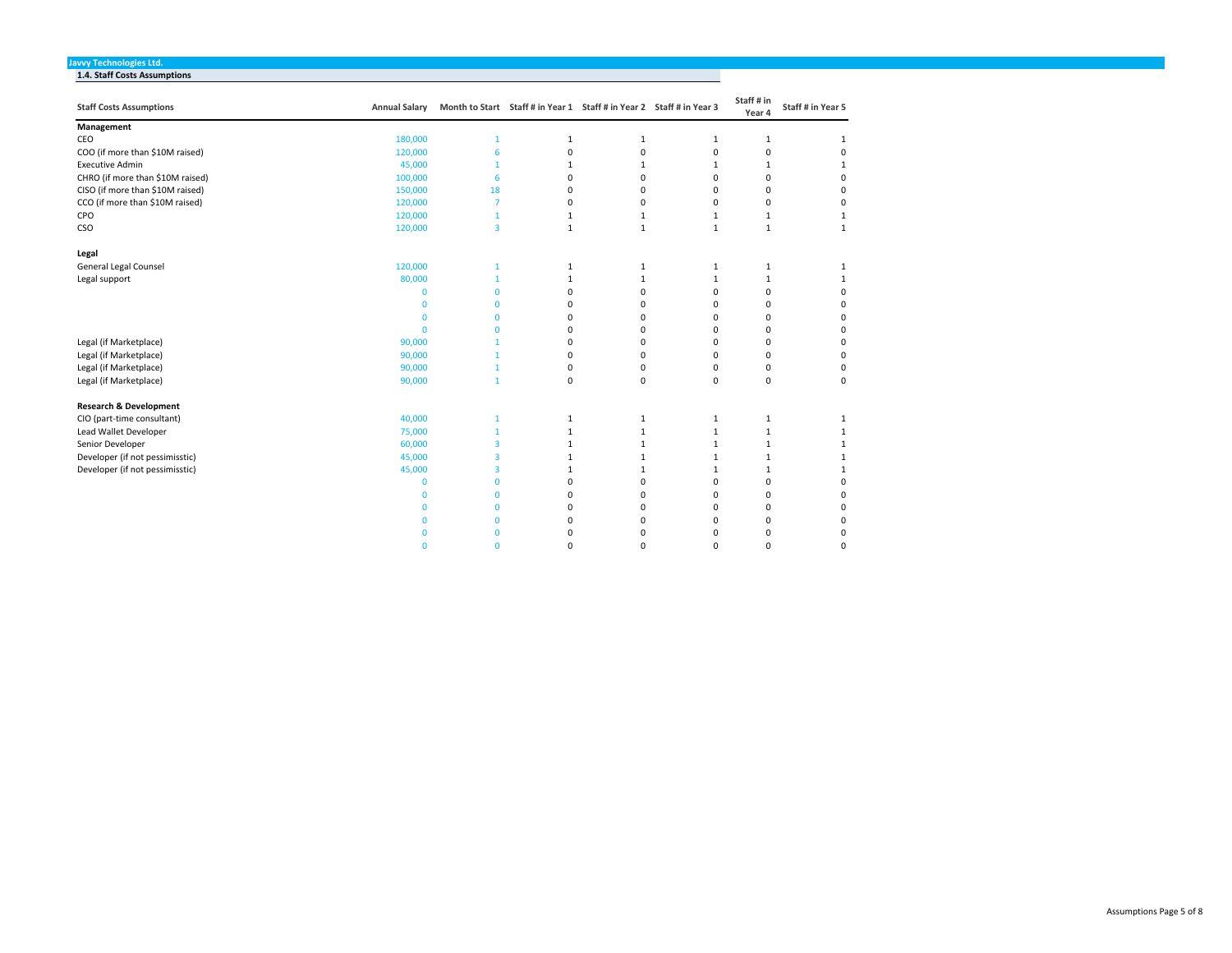**Javvy Technologies Ltd.**

**1.4. Staff Costs Assumptions**

| Staff Costs Assumptions | Annual Salary | Month to Start | Staff # in Year 1 | Staff # in Year 2 | Staff # in Year 3 | Staff # in Year 4 | Staff # in Year 5 |
|---|---|---|---|---|---|---|---|
| **Management** | | | | | | | |
| CEO | 180,000 | 1 | 1 | 1 | 1 | 1 | 1 |
| COO (if more than $10M raised) | 120,000 | 6 | 0 | 0 | 0 | 0 | 0 |
| Executive Admin | 45,000 | 1 | 1 | 1 | 1 | 1 | 1 |
| CHRO (if more than $10M raised) | 100,000 | 6 | 0 | 0 | 0 | 0 | 0 |
| CISO (if more than $10M raised) | 150,000 | 18 | 0 | 0 | 0 | 0 | 0 |
| CCO (if more than $10M raised) | 120,000 | 7 | 0 | 0 | 0 | 0 | 0 |
| CPO | 120,000 | 1 | 1 | 1 | 1 | 1 | 1 |
| CSO | 120,000 | 3 | 1 | 1 | 1 | 1 | 1 |
| | | | | | | | |
| **Legal** | | | | | | | |
| General Legal Counsel | 120,000 | 1 | 1 | 1 | 1 | 1 | 1 |
| Legal support | 80,000 | 1 | 1 | 1 | 1 | 1 | 1 |
| | 0 | 0 | 0 | 0 | 0 | 0 | 0 |
| | 0 | 0 | 0 | 0 | 0 | 0 | 0 |
| | 0 | 0 | 0 | 0 | 0 | 0 | 0 |
| | 0 | 0 | 0 | 0 | 0 | 0 | 0 |
| Legal (if Marketplace) | 90,000 | 1 | 0 | 0 | 0 | 0 | 0 |
| Legal (if Marketplace) | 90,000 | 1 | 0 | 0 | 0 | 0 | 0 |
| Legal (if Marketplace) | 90,000 | 1 | 0 | 0 | 0 | 0 | 0 |
| Legal (if Marketplace) | 90,000 | 1 | 0 | 0 | 0 | 0 | 0 |
| | | | | | | | |
| **Research & Development** | | | | | | | |
| CIO (part-time consultant) | 40,000 | 1 | 1 | 1 | 1 | 1 | 1 |
| Lead Wallet Developer | 75,000 | 1 | 1 | 1 | 1 | 1 | 1 |
| Senior Developer | 60,000 | 3 | 1 | 1 | 1 | 1 | 1 |
| Developer (if not pessimisstic) | 45,000 | 3 | 1 | 1 | 1 | 1 | 1 |
| Developer (if not pessimisstic) | 45,000 | 3 | 1 | 1 | 1 | 1 | 1 |
| | 0 | 0 | 0 | 0 | 0 | 0 | 0 |
| | 0 | 0 | 0 | 0 | 0 | 0 | 0 |
| | 0 | 0 | 0 | 0 | 0 | 0 | 0 |
| | 0 | 0 | 0 | 0 | 0 | 0 | 0 |
| | 0 | 0 | 0 | 0 | 0 | 0 | 0 |
| | 0 | 0 | 0 | 0 | 0 | 0 | 0 |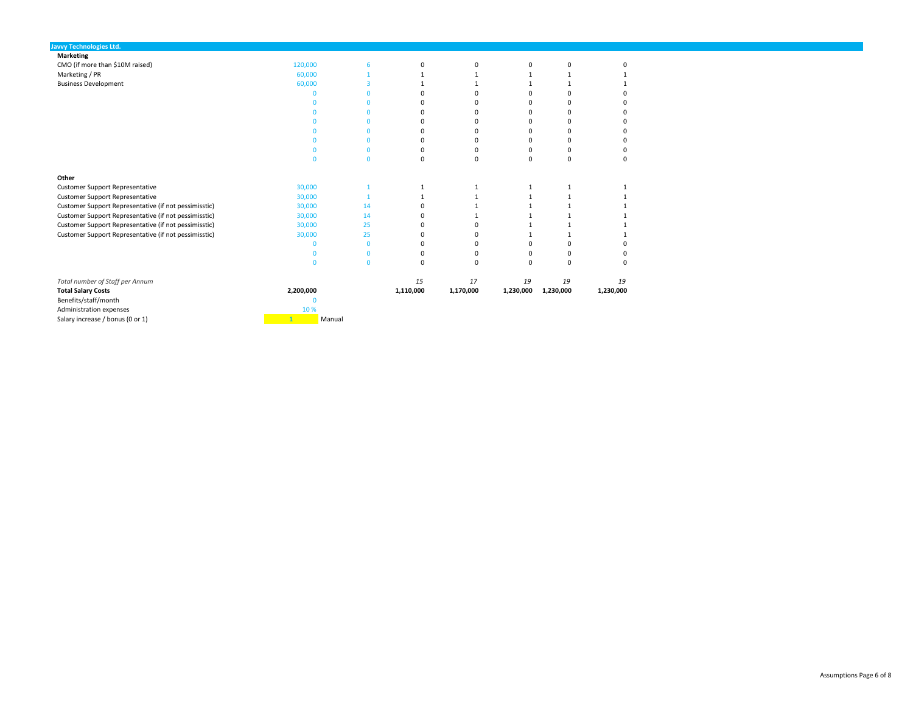**Javvy Technologies Ltd.**

| | | | | | | | |
|---|---|---|---|---|---|---|---|
| **Marketing** | | | | | | | |
| CMO (if more than $10M raised) | 120,000 | 6 | 0 | 0 | 0 | 0 | 0 |
| Marketing / PR | 60,000 | 1 | 1 | 1 | 1 | 1 | 1 |
| Business Development | 60,000 | 3 | 1 | 1 | 1 | 1 | 1 |
| | 0 | 0 | 0 | 0 | 0 | 0 | 0 |
| | 0 | 0 | 0 | 0 | 0 | 0 | 0 |
| | 0 | 0 | 0 | 0 | 0 | 0 | 0 |
| | 0 | 0 | 0 | 0 | 0 | 0 | 0 |
| | 0 | 0 | 0 | 0 | 0 | 0 | 0 |
| | 0 | 0 | 0 | 0 | 0 | 0 | 0 |
| | 0 | 0 | 0 | 0 | 0 | 0 | 0 |
| | 0 | 0 | 0 | 0 | 0 | 0 | 0 |
| | | | | | | | |
| **Other** | | | | | | | |
| Customer Support Representative | 30,000 | 1 | 1 | 1 | 1 | 1 | 1 |
| Customer Support Representative | 30,000 | 1 | 1 | 1 | 1 | 1 | 1 |
| Customer Support Representative (if not pessimisstic) | 30,000 | 14 | 0 | 1 | 1 | 1 | 1 |
| Customer Support Representative (if not pessimisstic) | 30,000 | 14 | 0 | 1 | 1 | 1 | 1 |
| Customer Support Representative (if not pessimisstic) | 30,000 | 25 | 0 | 0 | 1 | 1 | 1 |
| Customer Support Representative (if not pessimisstic) | 30,000 | 25 | 0 | 0 | 1 | 1 | 1 |
| | 0 | 0 | 0 | 0 | 0 | 0 | 0 |
| | 0 | 0 | 0 | 0 | 0 | 0 | 0 |
| | 0 | 0 | 0 | 0 | 0 | 0 | 0 |
| | | | | | | | |
| *Total number of Staff per Annum* | | | *15* | *17* | *19* | *19* | *19* |
| **Total Salary Costs** | **2,200,000** | | **1,110,000** | **1,170,000** | **1,230,000** | **1,230,000** | **1,230,000** |
| Benefits/staff/month | 0 | | | | | | |
| Administration expenses | 10 % | | | | | | |
| Salary increase / bonus (0 or 1) | 1 | Manual | | | | | |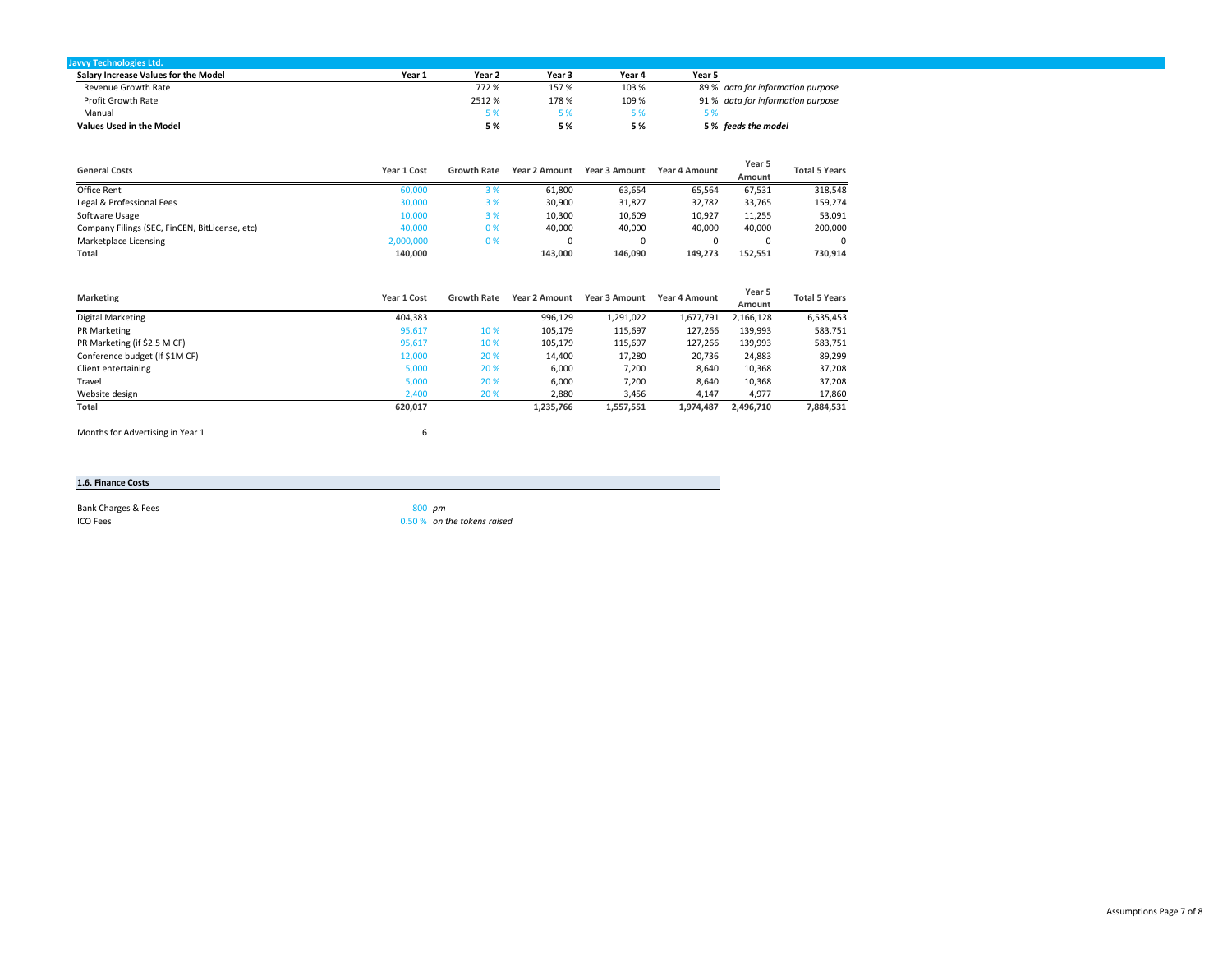## Javvy Technologies Ltd.

| Salary Increase Values for the Model | Year 1 | Year 2 | Year 3 | Year 4 | Year 5 | |
|---|---|---|---|---|---|---|
| Revenue Growth Rate | | 772 % | 157 % | 103 % | 89 % | *data for information purpose* |
| Profit Growth Rate | | 2512 % | 178 % | 109 % | 91 % | *data for information purpose* |
| Manual | | 5 % | 5 % | 5 % | 5 % | |
| **Values Used in the Model** | | **5 %** | **5 %** | **5 %** | **5 %** | ***feeds the model*** |

| General Costs | Year 1 Cost | Growth Rate | Year 2 Amount | Year 3 Amount | Year 4 Amount | Year 5 Amount | Total 5 Years |
|---|---|---|---|---|---|---|---|
| Office Rent | 60,000 | 3 % | 61,800 | 63,654 | 65,564 | 67,531 | 318,548 |
| Legal & Professional Fees | 30,000 | 3 % | 30,900 | 31,827 | 32,782 | 33,765 | 159,274 |
| Software Usage | 10,000 | 3 % | 10,300 | 10,609 | 10,927 | 11,255 | 53,091 |
| Company Filings (SEC, FinCEN, BitLicense, etc) | 40,000 | 0 % | 40,000 | 40,000 | 40,000 | 40,000 | 200,000 |
| Marketplace Licensing | 2,000,000 | 0 % | 0 | 0 | 0 | 0 | 0 |
| **Total** | **140,000** | | **143,000** | **146,090** | **149,273** | **152,551** | **730,914** |

| Marketing | Year 1 Cost | Growth Rate | Year 2 Amount | Year 3 Amount | Year 4 Amount | Year 5 Amount | Total 5 Years |
|---|---|---|---|---|---|---|---|
| Digital Marketing | 404,383 | | 996,129 | 1,291,022 | 1,677,791 | 2,166,128 | 6,535,453 |
| PR Marketing | 95,617 | 10 % | 105,179 | 115,697 | 127,266 | 139,993 | 583,751 |
| PR Marketing (if $2.5 M CF) | 95,617 | 10 % | 105,179 | 115,697 | 127,266 | 139,993 | 583,751 |
| Conference budget (If $1M CF) | 12,000 | 20 % | 14,400 | 17,280 | 20,736 | 24,883 | 89,299 |
| Client entertaining | 5,000 | 20 % | 6,000 | 7,200 | 8,640 | 10,368 | 37,208 |
| Travel | 5,000 | 20 % | 6,000 | 7,200 | 8,640 | 10,368 | 37,208 |
| Website design | 2,400 | 20 % | 2,880 | 3,456 | 4,147 | 4,977 | 17,860 |
| **Total** | **620,017** | | **1,235,766** | **1,557,551** | **1,974,487** | **2,496,710** | **7,884,531** |

Months for Advertising in Year 1: 6

### 1.6. Finance Costs

| | | |
|---|---|---|
| Bank Charges & Fees | 800 | *pm* |
| ICO Fees | 0.50 % | *on the tokens raised* |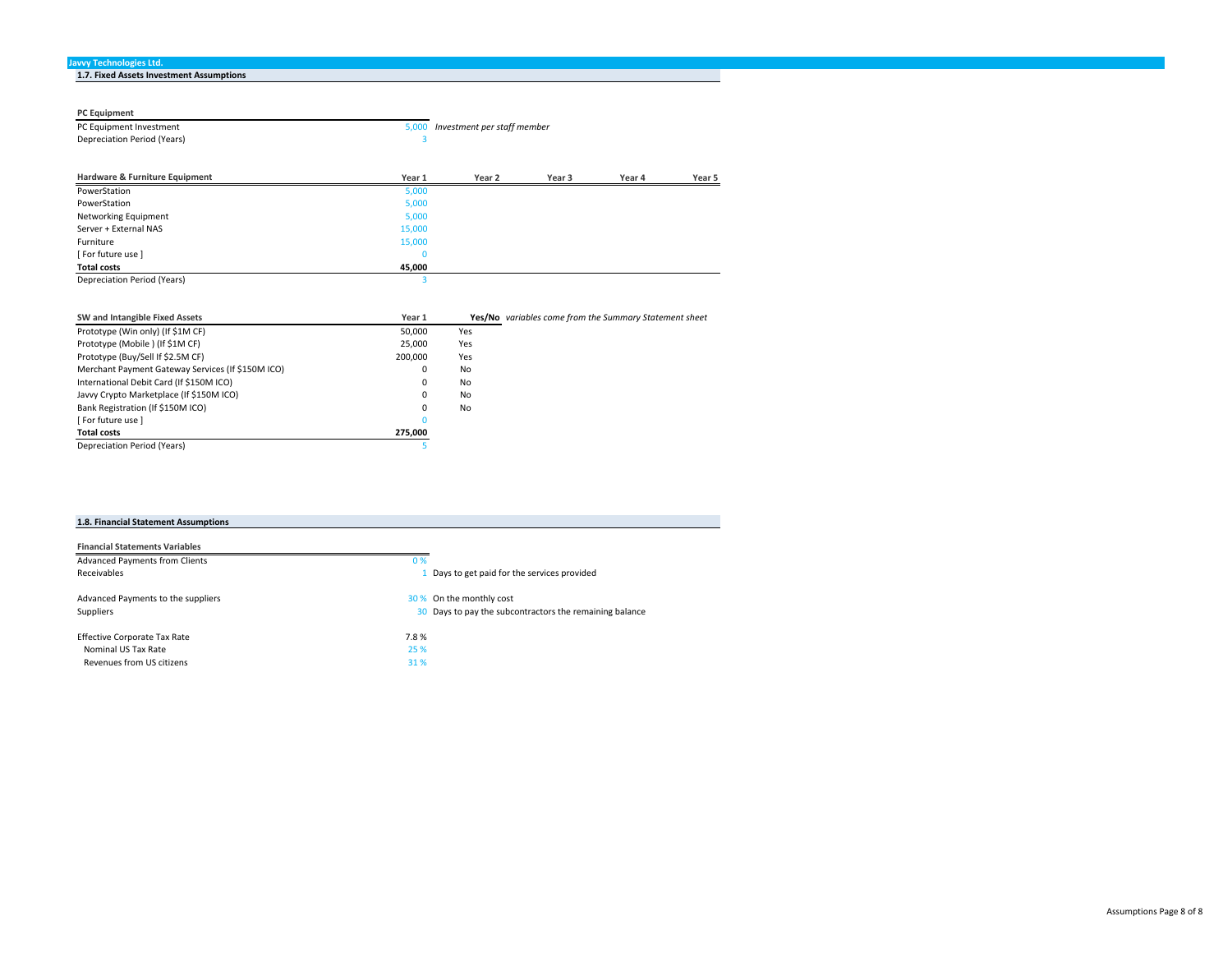**Javvy Technologies Ltd.**

## 1.7. Fixed Assets Investment Assumptions

| PC Equipment | | |
|---|---|---|
| PC Equipment Investment | 5,000 | *Investment per staff member* |
| Depreciation Period (Years) | 3 | |

| Hardware & Furniture Equipment | Year 1 | Year 2 | Year 3 | Year 4 | Year 5 |
|---|---|---|---|---|---|
| PowerStation | 5,000 | | | | |
| PowerStation | 5,000 | | | | |
| Networking Equipment | 5,000 | | | | |
| Server + External NAS | 15,000 | | | | |
| Furniture | 15,000 | | | | |
| [ For future use ] | 0 | | | | |
| **Total costs** | **45,000** | | | | |
| Depreciation Period (Years) | 3 | | | | |

| SW and Intangible Fixed Assets | Year 1 | **Yes/No** *variables come from the Summary Statement sheet* |
|---|---|---|
| Prototype (Win only) (If $1M CF) | 50,000 | Yes |
| Prototype (Mobile ) (If $1M CF) | 25,000 | Yes |
| Prototype (Buy/Sell If $2.5M CF) | 200,000 | Yes |
| Merchant Payment Gateway Services (If $150M ICO) | 0 | No |
| International Debit Card (If $150M ICO) | 0 | No |
| Javvy Crypto Marketplace (If $150M ICO) | 0 | No |
| Bank Registration (If $150M ICO) | 0 | No |
| [ For future use ] | 0 | |
| **Total costs** | **275,000** | |
| Depreciation Period (Years) | 5 | |

## 1.8. Financial Statement Assumptions

| Financial Statements Variables | | |
|---|---|---|
| Advanced Payments from Clients | 0 % | |
| Receivables | 1 | Days to get paid for the services provided |
| Advanced Payments to the suppliers | 30 % | On the monthly cost |
| Suppliers | 30 | Days to pay the subcontractors the remaining balance |
| Effective Corporate Tax Rate | 7.8 % | |
| Nominal US Tax Rate | 25 % | |
| Revenues from US citizens | 31 % | |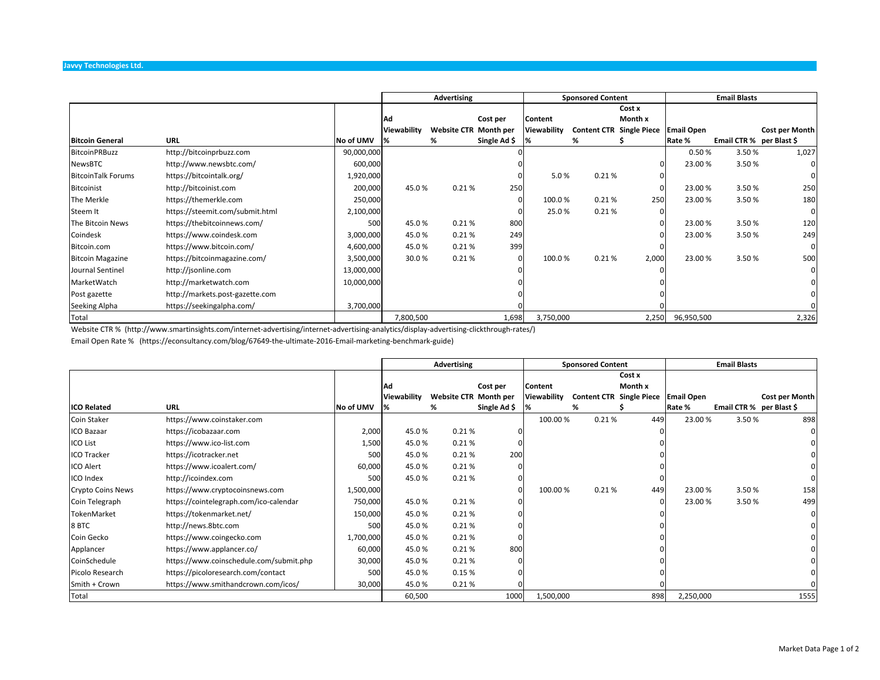**Javvy Technologies Ltd.**

| Bitcoin General | URL | No of UMV | Advertising | | | Sponsored Content | | | Email Blasts | | |
|---|---|---|---|---|---|---|---|---|---|---|---|
| | | | Ad Viewability % | Website CTR % | Cost per Month per Single Ad $ | Content Viewability % | Content CTR % | Cost x Month x Single Piece $ | Email Open Rate % | Email CTR % | Cost per Month per Blast $ |
| BitcoinPRBuzz | http://bitcoinprbuzz.com | 90,000,000 | | | 0 | | | | 0.50 % | 3.50 % | 1,027 |
| NewsBTC | http://www.newsbtc.com/ | 600,000 | | | 0 | | | 0 | 23.00 % | 3.50 % | 0 |
| BitcoinTalk Forums | https://bitcointalk.org/ | 1,920,000 | | | 0 | 5.0 % | 0.21 % | 0 | | | 0 |
| Bitcoinist | http://bitcoinist.com | 200,000 | 45.0 % | 0.21 % | 250 | | | 0 | 23.00 % | 3.50 % | 250 |
| The Merkle | https://themerkle.com | 250,000 | | | 0 | 100.0 % | 0.21 % | 250 | 23.00 % | 3.50 % | 180 |
| Steem It | https://steemit.com/submit.html | 2,100,000 | | | 0 | 25.0 % | 0.21 % | 0 | | | 0 |
| The Bitcoin News | https://thebitcoinnews.com/ | 500 | 45.0 % | 0.21 % | 800 | | | 0 | 23.00 % | 3.50 % | 120 |
| Coindesk | https://www.coindesk.com | 3,000,000 | 45.0 % | 0.21 % | 249 | | | 0 | 23.00 % | 3.50 % | 249 |
| Bitcoin.com | https://www.bitcoin.com/ | 4,600,000 | 45.0 % | 0.21 % | 399 | | | 0 | | | 0 |
| Bitcoin Magazine | https://bitcoinmagazine.com/ | 3,500,000 | 30.0 % | 0.21 % | 0 | 100.0 % | 0.21 % | 2,000 | 23.00 % | 3.50 % | 500 |
| Journal Sentinel | http://jsonline.com | 13,000,000 | | | 0 | | | 0 | | | 0 |
| MarketWatch | http://marketwatch.com | 10,000,000 | | | 0 | | | 0 | | | 0 |
| Post gazette | http://markets.post-gazette.com | | | | 0 | | | 0 | | | 0 |
| Seeking Alpha | https://seekingalpha.com/ | 3,700,000 | | | 0 | | | 0 | | | 0 |
| Total | | | 7,800,500 | | 1,698 | 3,750,000 | | 2,250 | 96,950,500 | | 2,326 |

Website CTR % (http://www.smartinsights.com/internet-advertising/internet-advertising-analytics/display-advertising-clickthrough-rates/)

Email Open Rate % (https://econsultancy.com/blog/67649-the-ultimate-2016-Email-marketing-benchmark-guide)

| ICO Related | URL | No of UMV | Advertising | | | Sponsored Content | | | Email Blasts | | |
|---|---|---|---|---|---|---|---|---|---|---|---|
| | | | Ad Viewability % | Website CTR % | Cost per Month per Single Ad $ | Content Viewability % | Content CTR % | Cost x Month x Single Piece $ | Email Open Rate % | Email CTR % | Cost per Month per Blast $ |
| Coin Staker | https://www.coinstaker.com | | | | | 100.00 % | 0.21 % | 449 | 23.00 % | 3.50 % | 898 |
| ICO Bazaar | https://icobazaar.com | 2,000 | 45.0 % | 0.21 % | 0 | | | 0 | | | 0 |
| ICO List | https://www.ico-list.com | 1,500 | 45.0 % | 0.21 % | 0 | | | 0 | | | 0 |
| ICO Tracker | https://icotracker.net | 500 | 45.0 % | 0.21 % | 200 | | | 0 | | | 0 |
| ICO Alert | https://www.icoalert.com/ | 60,000 | 45.0 % | 0.21 % | 0 | | | 0 | | | 0 |
| ICO Index | http://icoindex.com | 500 | 45.0 % | 0.21 % | 0 | | | 0 | | | 0 |
| Crypto Coins News | https://www.cryptocoinsnews.com | 1,500,000 | | | 0 | 100.00 % | 0.21 % | 449 | 23.00 % | 3.50 % | 158 |
| Coin Telegraph | https://cointelegraph.com/ico-calendar | 750,000 | 45.0 % | 0.21 % | 0 | | | 0 | 23.00 % | 3.50 % | 499 |
| TokenMarket | https://tokenmarket.net/ | 150,000 | 45.0 % | 0.21 % | 0 | | | 0 | | | 0 |
| 8 BTC | http://news.8btc.com | 500 | 45.0 % | 0.21 % | 0 | | | 0 | | | 0 |
| Coin Gecko | https://www.coingecko.com | 1,700,000 | 45.0 % | 0.21 % | 0 | | | 0 | | | 0 |
| Applancer | https://www.applancer.co/ | 60,000 | 45.0 % | 0.21 % | 800 | | | 0 | | | 0 |
| CoinSchedule | https://www.coinschedule.com/submit.php | 30,000 | 45.0 % | 0.21 % | 0 | | | 0 | | | 0 |
| Picolo Research | https://picoloresearch.com/contact | 500 | 45.0 % | 0.15 % | 0 | | | 0 | | | 0 |
| Smith + Crown | https://www.smithandcrown.com/icos/ | 30,000 | 45.0 % | 0.21 % | 0 | | | 0 | | | 0 |
| Total | | | 60,500 | | 1000 | 1,500,000 | | 898 | 2,250,000 | | 1555 |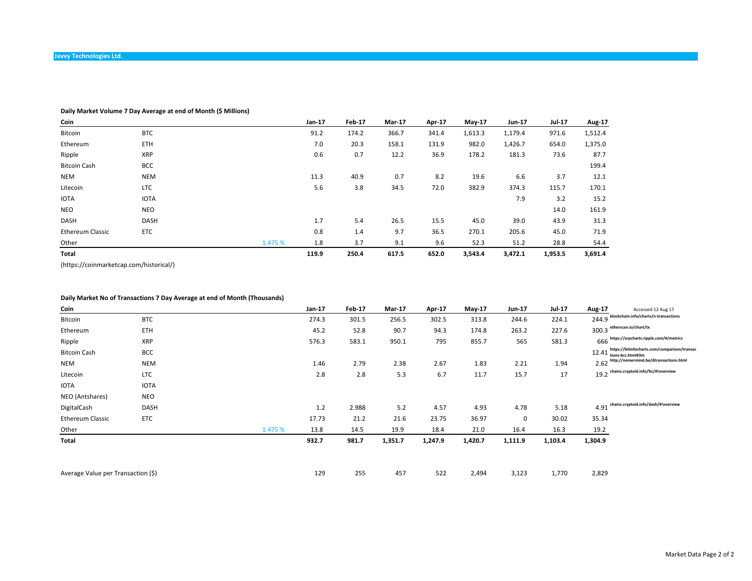**Javvy Technologies Ltd.**

**Daily Market Volume 7 Day Average at end of Month ($ Millions)**

| Coin | | | Jan-17 | Feb-17 | Mar-17 | Apr-17 | May-17 | Jun-17 | Jul-17 | Aug-17 |
|---|---|---|---|---|---|---|---|---|---|---|
| Bitcoin | BTC | | 91.2 | 174.2 | 366.7 | 341.4 | 1,613.3 | 1,179.4 | 971.6 | 1,512.4 |
| Ethereum | ETH | | 7.0 | 20.3 | 158.1 | 131.9 | 982.0 | 1,426.7 | 654.0 | 1,375.0 |
| Ripple | XRP | | 0.6 | 0.7 | 12.2 | 36.9 | 178.2 | 181.3 | 73.6 | 87.7 |
| Bitcoin Cash | BCC | | | | | | | | | 199.4 |
| NEM | NEM | | 11.3 | 40.9 | 0.7 | 8.2 | 19.6 | 6.6 | 3.7 | 12.1 |
| Litecoin | LTC | | 5.6 | 3.8 | 34.5 | 72.0 | 382.9 | 374.3 | 115.7 | 170.1 |
| IOTA | IOTA | | | | | | | 7.9 | 3.2 | 15.2 |
| NEO | NEO | | | | | | | | 14.0 | 161.9 |
| DASH | DASH | | 1.7 | 5.4 | 26.5 | 15.5 | 45.0 | 39.0 | 43.9 | 31.3 |
| Ethereum Classic | ETC | | 0.8 | 1.4 | 9.7 | 36.5 | 270.1 | 205.6 | 45.0 | 71.9 |
| Other | | 1.475 % | 1.8 | 3.7 | 9.1 | 9.6 | 52.3 | 51.2 | 28.8 | 54.4 |
| **Total** | | | **119.9** | **250.4** | **617.5** | **652.0** | **3,543.4** | **3,472.1** | **1,953.5** | **3,691.4** |

(https://coinmarketcap.com/historical/)

**Daily Market No of Transactions 7 Day Average at end of Month (Thousands)**

| Coin | | | Jan-17 | Feb-17 | Mar-17 | Apr-17 | May-17 | Jun-17 | Jul-17 | Aug-17 | Accessed 12 Aug 17 |
|---|---|---|---|---|---|---|---|---|---|---|---|
| Bitcoin | BTC | | 274.3 | 301.5 | 256.5 | 302.5 | 313.8 | 244.6 | 224.1 | 244.9 | blockchain.info/charts/n-transactions |
| Ethereum | ETH | | 45.2 | 52.8 | 90.7 | 94.3 | 174.8 | 263.2 | 227.6 | 300.3 | etherscan.io/chart/tx |
| Ripple | XRP | | 576.3 | 583.1 | 950.1 | 795 | 855.7 | 565 | 581.3 | 666 | https://xrpcharts.ripple.com/#/metrics |
| Bitcoin Cash | BCC | | | | | | | | | 12.41 | https://bitinfocharts.com/comparison/transactions-bcc.html#3m |
| NEM | NEM | | 1.46 | 2.79 | 2.38 | 2.67 | 1.83 | 2.21 | 1.94 | 2.62 | http://nemermind.be/dtransactions.html |
| Litecoin | LTC | | 2.8 | 2.8 | 5.3 | 6.7 | 11.7 | 15.7 | 17 | 19.2 | chainz.cryptoid.info/ltc/#!overview |
| IOTA | IOTA | | | | | | | | | | |
| NEO (Antshares) | NEO | | | | | | | | | | |
| DigitalCash | DASH | | 1.2 | 2.988 | 5.2 | 4.57 | 4.93 | 4.78 | 5.18 | 4.91 | chainz.cryptoid.info/dash/#!overview |
| Ethereum Classic | ETC | | 17.73 | 21.2 | 21.6 | 23.75 | 36.97 | 0 | 30.02 | 35.34 | |
| Other | | 1.475 % | 13.8 | 14.5 | 19.9 | 18.4 | 21.0 | 16.4 | 16.3 | 19.2 | |
| **Total** | | | **932.7** | **981.7** | **1,351.7** | **1,247.9** | **1,420.7** | **1,111.9** | **1,103.4** | **1,304.9** | |
| | | | | | | | | | | | |
| Average Value per Transaction ($) | | | 129 | 255 | 457 | 522 | 2,494 | 3,123 | 1,770 | 2,829 | |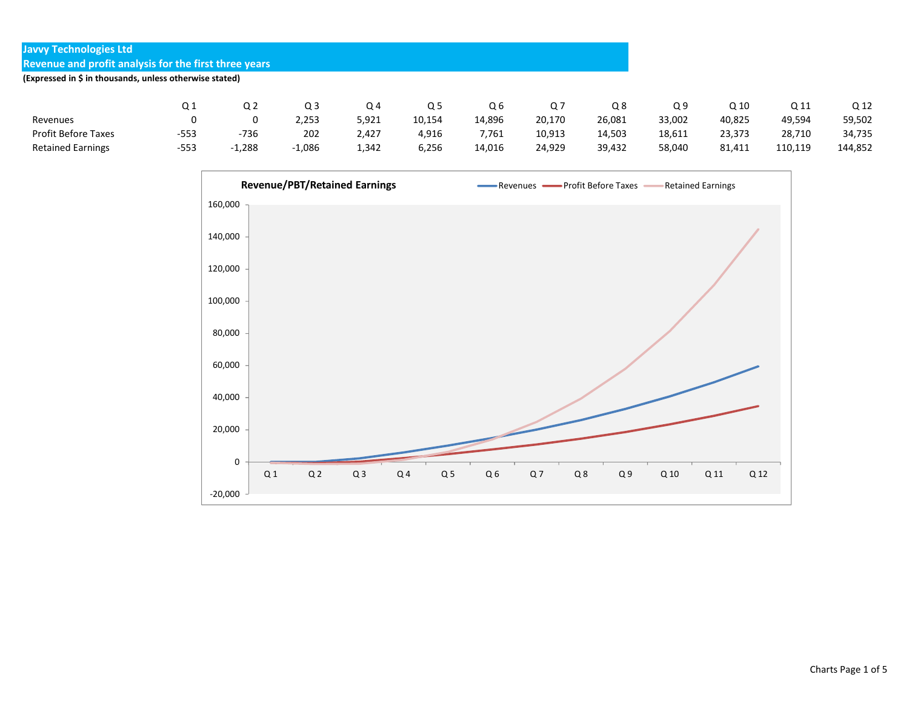**Javvy Technologies Ltd**
**Revenue and profit analysis for the first three years**

**(Expressed in $ in thousands, unless otherwise stated)**

| | Q 1 | Q 2 | Q 3 | Q 4 | Q 5 | Q 6 | Q 7 | Q 8 | Q 9 | Q 10 | Q 11 | Q 12 |
|---|---|---|---|---|---|---|---|---|---|---|---|---|
| Revenues | 0 | 0 | 2,253 | 5,921 | 10,154 | 14,896 | 20,170 | 26,081 | 33,002 | 40,825 | 49,594 | 59,502 |
| Profit Before Taxes | -553 | -736 | 202 | 2,427 | 4,916 | 7,761 | 10,913 | 14,503 | 18,611 | 23,373 | 28,710 | 34,735 |
| Retained Earnings | -553 | -1,288 | -1,086 | 1,342 | 6,256 | 14,016 | 24,929 | 39,432 | 58,040 | 81,411 | 110,119 | 144,852 |

**Revenue/PBT/Retained Earnings**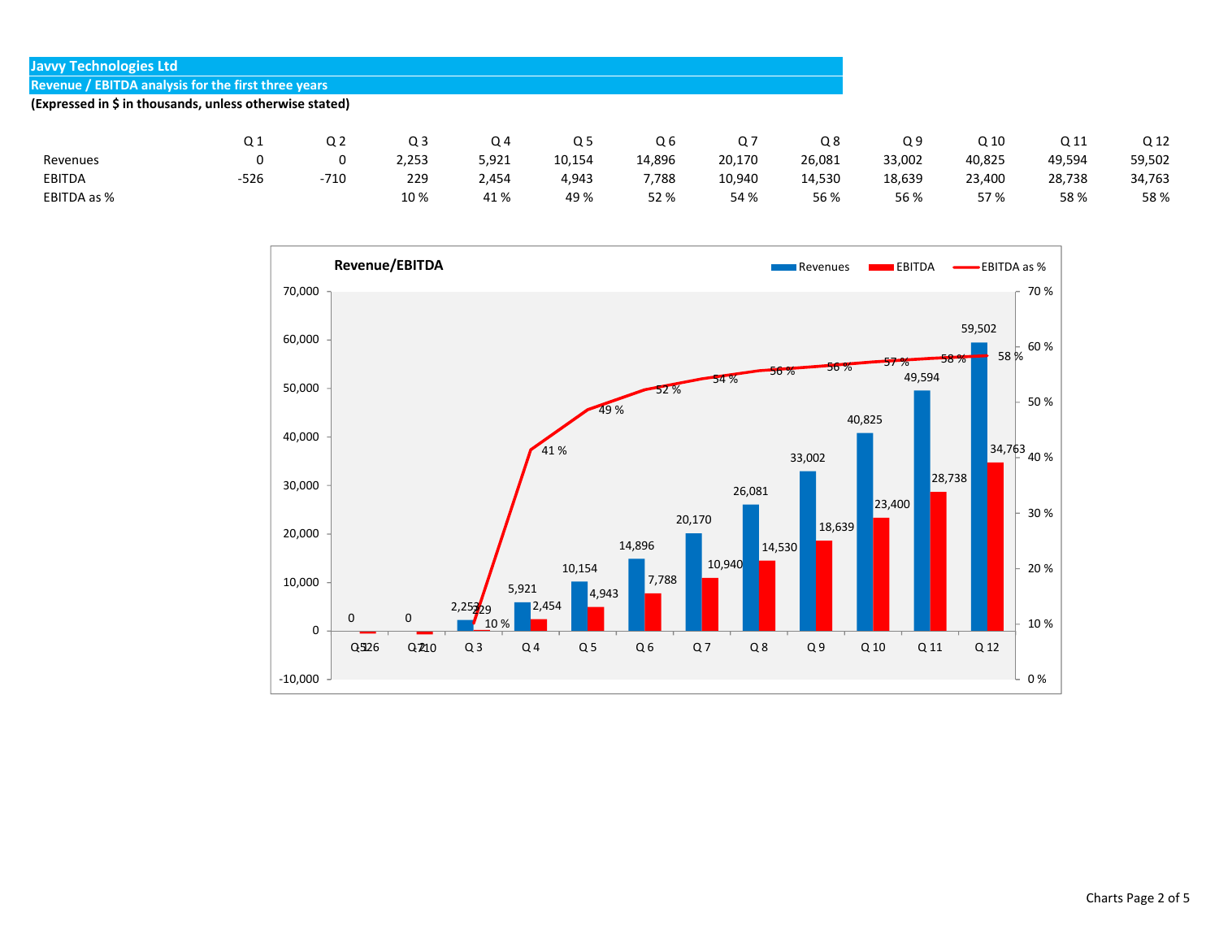**Javvy Technologies Ltd**

**Revenue / EBITDA analysis for the first three years**

**(Expressed in $ in thousands, unless otherwise stated)**

| | Q 1 | Q 2 | Q 3 | Q 4 | Q 5 | Q 6 | Q 7 | Q 8 | Q 9 | Q 10 | Q 11 | Q 12 |
|---|---|---|---|---|---|---|---|---|---|---|---|---|
| Revenues | 0 | 0 | 2,253 | 5,921 | 10,154 | 14,896 | 20,170 | 26,081 | 33,002 | 40,825 | 49,594 | 59,502 |
| EBITDA | -526 | -710 | 229 | 2,454 | 4,943 | 7,788 | 10,940 | 14,530 | 18,639 | 23,400 | 28,738 | 34,763 |
| EBITDA as % | | | 10 % | 41 % | 49 % | 52 % | 54 % | 56 % | 56 % | 57 % | 58 % | 58 % |

**Revenue/EBITDA**

Legend: Revenues, EBITDA, EBITDA as %

| | Revenues | EBITDA | EBITDA as % |
|---|---|---|---|
| Q 1 | 0 | -526 | |
| Q 2 | 0 | -710 | |
| Q 3 | 2,253 | 229 | 10 % |
| Q 4 | 5,921 | 2,454 | 41 % |
| Q 5 | 10,154 | 4,943 | 49 % |
| Q 6 | 14,896 | 7,788 | 52 % |
| Q 7 | 20,170 | 10,940 | 54 % |
| Q 8 | 26,081 | 14,530 | 56 % |
| Q 9 | 33,002 | 18,639 | 56 % |
| Q 10 | 40,825 | 23,400 | 57 % |
| Q 11 | 49,594 | 28,738 | 58 % |
| Q 12 | 59,502 | 34,763 | 58 % |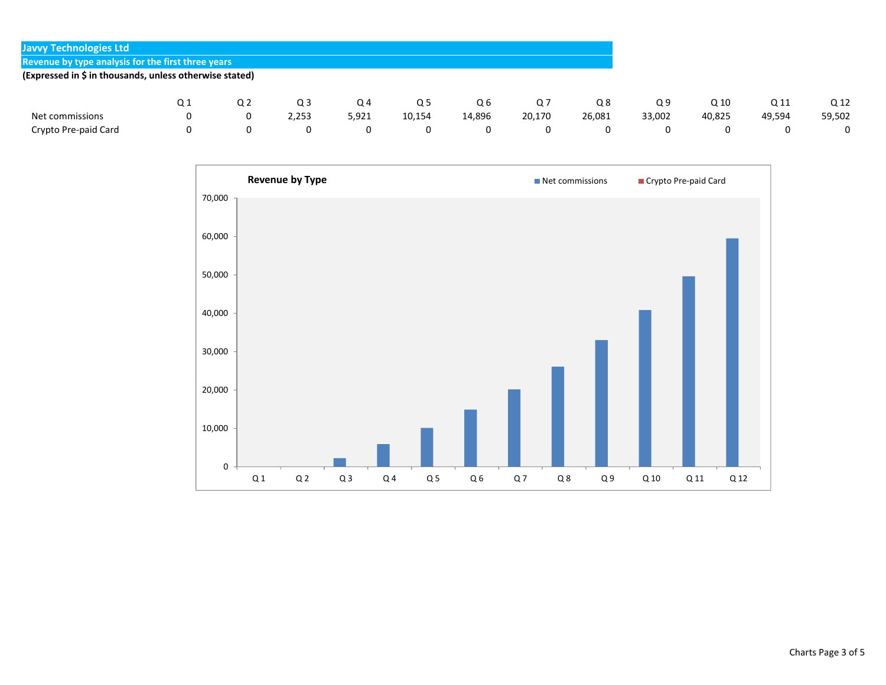**Javvy Technologies Ltd**

**Revenue by type analysis for the first three years**

**(Expressed in $ in thousands, unless otherwise stated)**

| | Q 1 | Q 2 | Q 3 | Q 4 | Q 5 | Q 6 | Q 7 | Q 8 | Q 9 | Q 10 | Q 11 | Q 12 |
|---|---|---|---|---|---|---|---|---|---|---|---|---|
| Net commissions | 0 | 0 | 2,253 | 5,921 | 10,154 | 14,896 | 20,170 | 26,081 | 33,002 | 40,825 | 49,594 | 59,502 |
| Crypto Pre-paid Card | 0 | 0 | 0 | 0 | 0 | 0 | 0 | 0 | 0 | 0 | 0 | 0 |

**Revenue by Type**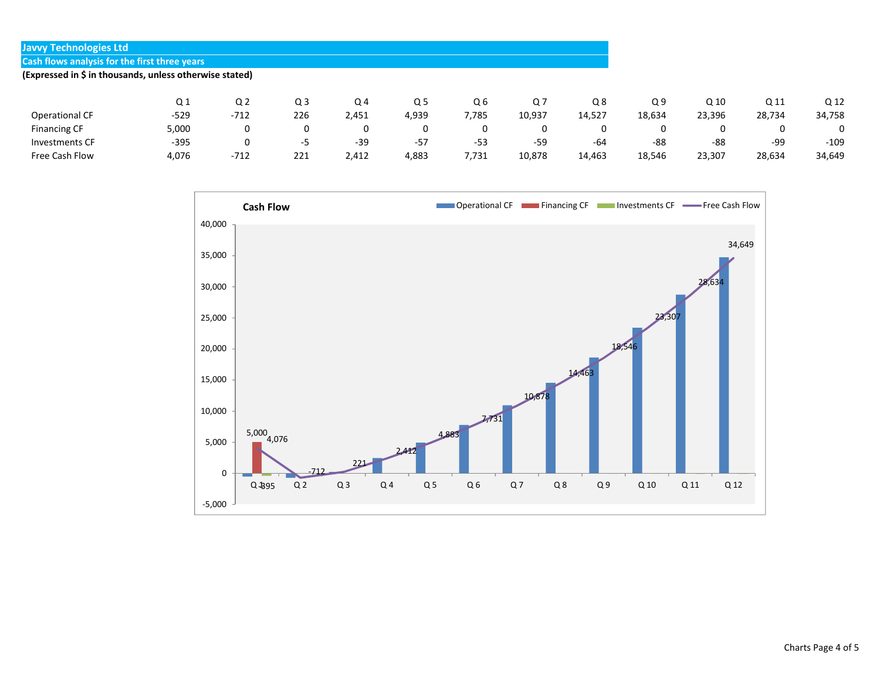## Javvy Technologies Ltd

### Cash flows analysis for the first three years

**(Expressed in $ in thousands, unless otherwise stated)**

| | Q 1 | Q 2 | Q 3 | Q 4 | Q 5 | Q 6 | Q 7 | Q 8 | Q 9 | Q 10 | Q 11 | Q 12 |
|---|---|---|---|---|---|---|---|---|---|---|---|---|
| Operational CF | -529 | -712 | 226 | 2,451 | 4,939 | 7,785 | 10,937 | 14,527 | 18,634 | 23,396 | 28,734 | 34,758 |
| Financing CF | 5,000 | 0 | 0 | 0 | 0 | 0 | 0 | 0 | 0 | 0 | 0 | 0 |
| Investments CF | -395 | 0 | -5 | -39 | -57 | -53 | -59 | -64 | -88 | -88 | -99 | -109 |
| Free Cash Flow | 4,076 | -712 | 221 | 2,412 | 4,883 | 7,731 | 10,878 | 14,463 | 18,546 | 23,307 | 28,634 | 34,649 |

**Cash Flow**

Legend: Operational CF, Financing CF, Investments CF, Free Cash Flow

| | Q 1 | Q 2 | Q 3 | Q 4 | Q 5 | Q 6 | Q 7 | Q 8 | Q 9 | Q 10 | Q 11 | Q 12 |
|---|---|---|---|---|---|---|---|---|---|---|---|---|
| Financing CF | 5,000 | | | | | | | | | | | |
| Investments CF | -395 | | | | | | | | | | | |
| Free Cash Flow | 4,076 | -712 | 221 | 2,412 | 4,883 | 7,731 | 10,878 | 14,463 | 18,546 | 23,307 | 28,634 | 34,649 |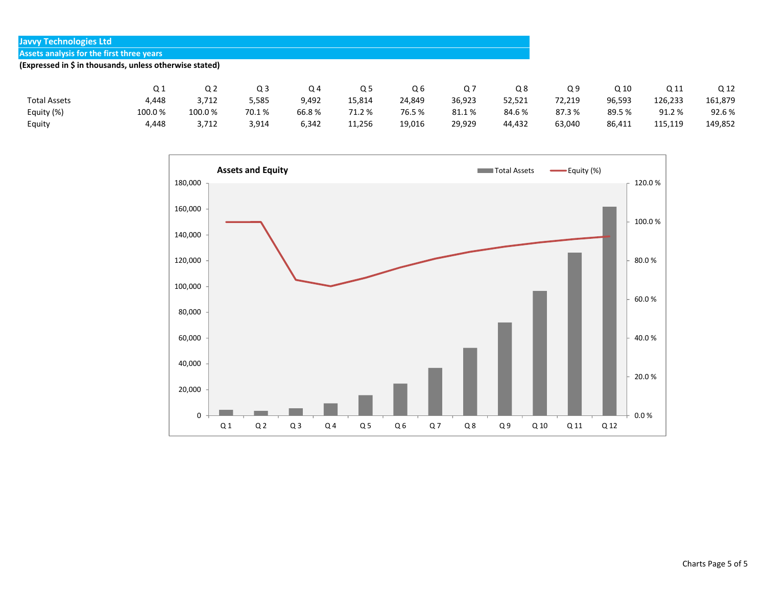**Javvy Technologies Ltd**

**Assets analysis for the first three years**

**(Expressed in $ in thousands, unless otherwise stated)**

| | Q 1 | Q 2 | Q 3 | Q 4 | Q 5 | Q 6 | Q 7 | Q 8 | Q 9 | Q 10 | Q 11 | Q 12 |
|---|---|---|---|---|---|---|---|---|---|---|---|---|
| Total Assets | 4,448 | 3,712 | 5,585 | 9,492 | 15,814 | 24,849 | 36,923 | 52,521 | 72,219 | 96,593 | 126,233 | 161,879 |
| Equity (%) | 100.0 % | 100.0 % | 70.1 % | 66.8 % | 71.2 % | 76.5 % | 81.1 % | 84.6 % | 87.3 % | 89.5 % | 91.2 % | 92.6 % |
| Equity | 4,448 | 3,712 | 3,914 | 6,342 | 11,256 | 19,016 | 29,929 | 44,432 | 63,040 | 86,411 | 115,119 | 149,852 |

**Assets and Equity**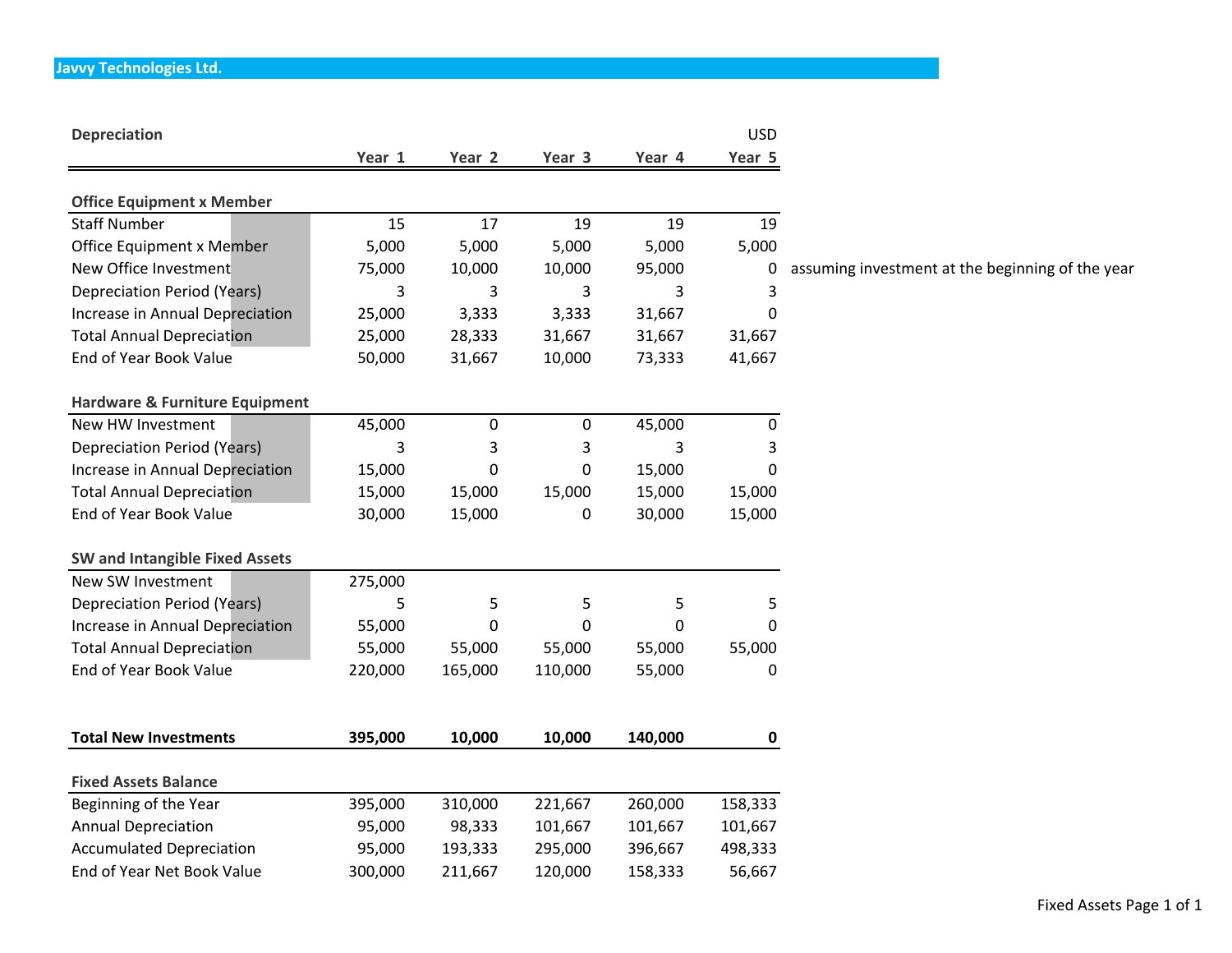**Javvy Technologies Ltd.**

| Depreciation | Year 1 | Year 2 | Year 3 | Year 4 | USD<br>Year 5 | |
|---|---|---|---|---|---|---|
| **Office Equipment x Member** | | | | | | |
| Staff Number | 15 | 17 | 19 | 19 | 19 | |
| Office Equipment x Member | 5,000 | 5,000 | 5,000 | 5,000 | 5,000 | |
| New Office Investment | 75,000 | 10,000 | 10,000 | 95,000 | 0 | assuming investment at the beginning of the year |
| Depreciation Period (Years) | 3 | 3 | 3 | 3 | 3 | |
| Increase in Annual Depreciation | 25,000 | 3,333 | 3,333 | 31,667 | 0 | |
| Total Annual Depreciation | 25,000 | 28,333 | 31,667 | 31,667 | 31,667 | |
| End of Year Book Value | 50,000 | 31,667 | 10,000 | 73,333 | 41,667 | |
| **Hardware & Furniture Equipment** | | | | | | |
| New HW Investment | 45,000 | 0 | 0 | 45,000 | 0 | |
| Depreciation Period (Years) | 3 | 3 | 3 | 3 | 3 | |
| Increase in Annual Depreciation | 15,000 | 0 | 0 | 15,000 | 0 | |
| Total Annual Depreciation | 15,000 | 15,000 | 15,000 | 15,000 | 15,000 | |
| End of Year Book Value | 30,000 | 15,000 | 0 | 30,000 | 15,000 | |
| **SW and Intangible Fixed Assets** | | | | | | |
| New SW Investment | 275,000 | | | | | |
| Depreciation Period (Years) | 5 | 5 | 5 | 5 | 5 | |
| Increase in Annual Depreciation | 55,000 | 0 | 0 | 0 | 0 | |
| Total Annual Depreciation | 55,000 | 55,000 | 55,000 | 55,000 | 55,000 | |
| End of Year Book Value | 220,000 | 165,000 | 110,000 | 55,000 | 0 | |
| **Total New Investments** | **395,000** | **10,000** | **10,000** | **140,000** | **0** | |
| **Fixed Assets Balance** | | | | | | |
| Beginning of the Year | 395,000 | 310,000 | 221,667 | 260,000 | 158,333 | |
| Annual Depreciation | 95,000 | 98,333 | 101,667 | 101,667 | 101,667 | |
| Accumulated Depreciation | 95,000 | 193,333 | 295,000 | 396,667 | 498,333 | |
| End of Year Net Book Value | 300,000 | 211,667 | 120,000 | 158,333 | 56,667 | |

Fixed Assets